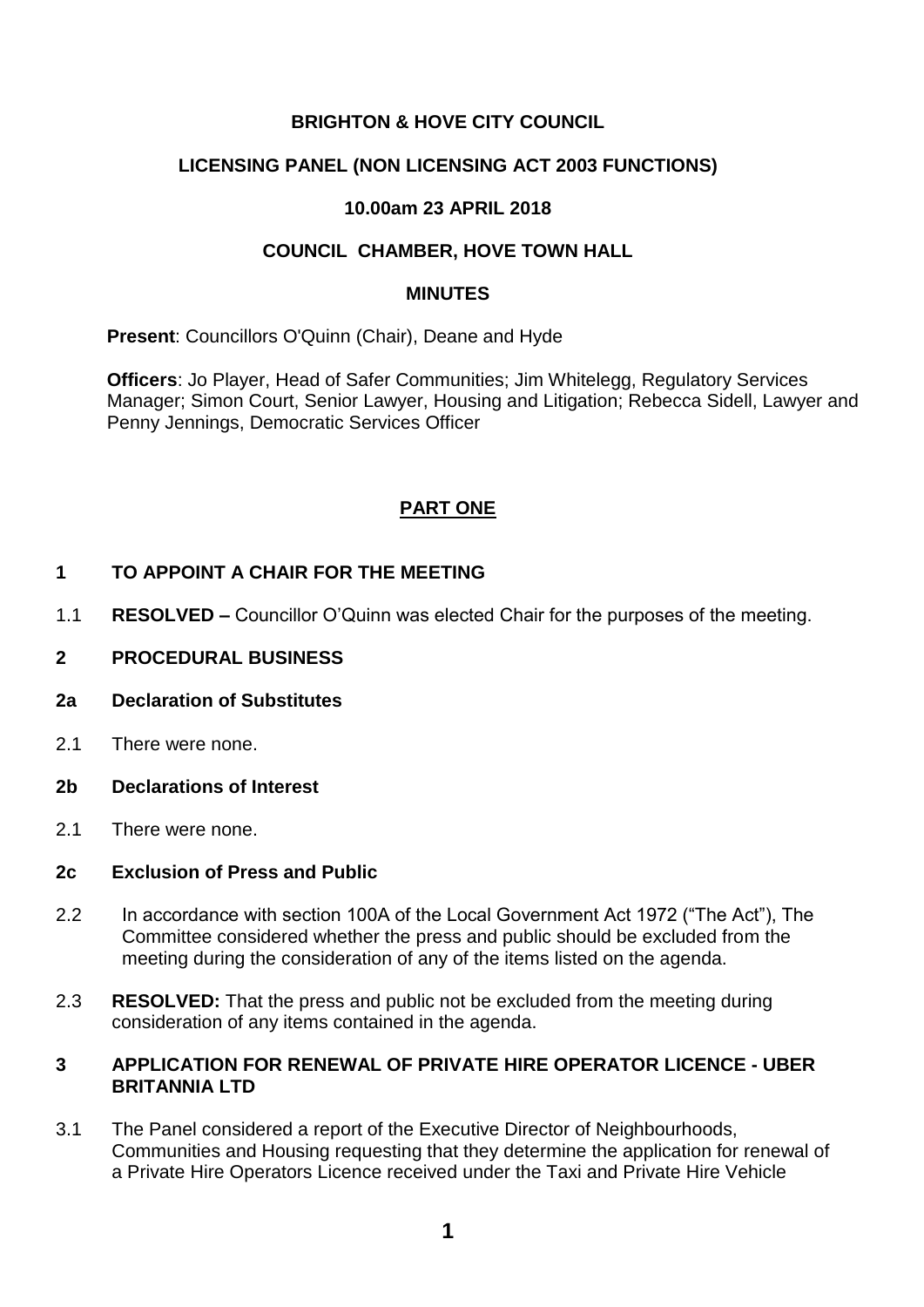# BRIGHTON & HOVE CITY COUNCIL

## LICENSING PANEL (NON LICENSING ACT 2003 FUNCTIONS)

## 10.00am 23 APRIL 2018

## COUNCIL CHAMBER, HOVE TOWN HALL

## MINUTES

**Present**: Councillors O'Quinn (Chair), Deane and Hyde

**Officers**: Jo Player, Head of Safer Communities; Jim Whitelegg, Regulatory Services Manager; Simon Court, Senior Lawyer, Housing and Litigation; Rebecca Sidell, Lawyer and Penny Jennings, Democratic Services Officer

## PART ONE

### 1 TO APPOINT A CHAIR FOR THE MEETING

1.1 **RESOLVED –** Councillor O'Quinn was elected Chair for the purposes of the meeting.

### 2 PROCEDURAL BUSINESS

### 2a Declaration of Substitutes

2.1 There were none.

### 2b Declarations of Interest

2.1 There were none.

### 2c Exclusion of Press and Public

2.2 In accordance with section 100A of the Local Government Act 1972 ("The Act"), The Committee considered whether the press and public should be excluded from the meeting during the consideration of any of the items listed on the agenda.

2.3 **RESOLVED:** That the press and public not be excluded from the meeting during consideration of any items contained in the agenda.

### 3 APPLICATION FOR RENEWAL OF PRIVATE HIRE OPERATOR LICENCE - UBER BRITANNIA LTD

3.1 The Panel considered a report of the Executive Director of Neighbourhoods, Communities and Housing requesting that they determine the application for renewal of a Private Hire Operators Licence received under the Taxi and Private Hire Vehicle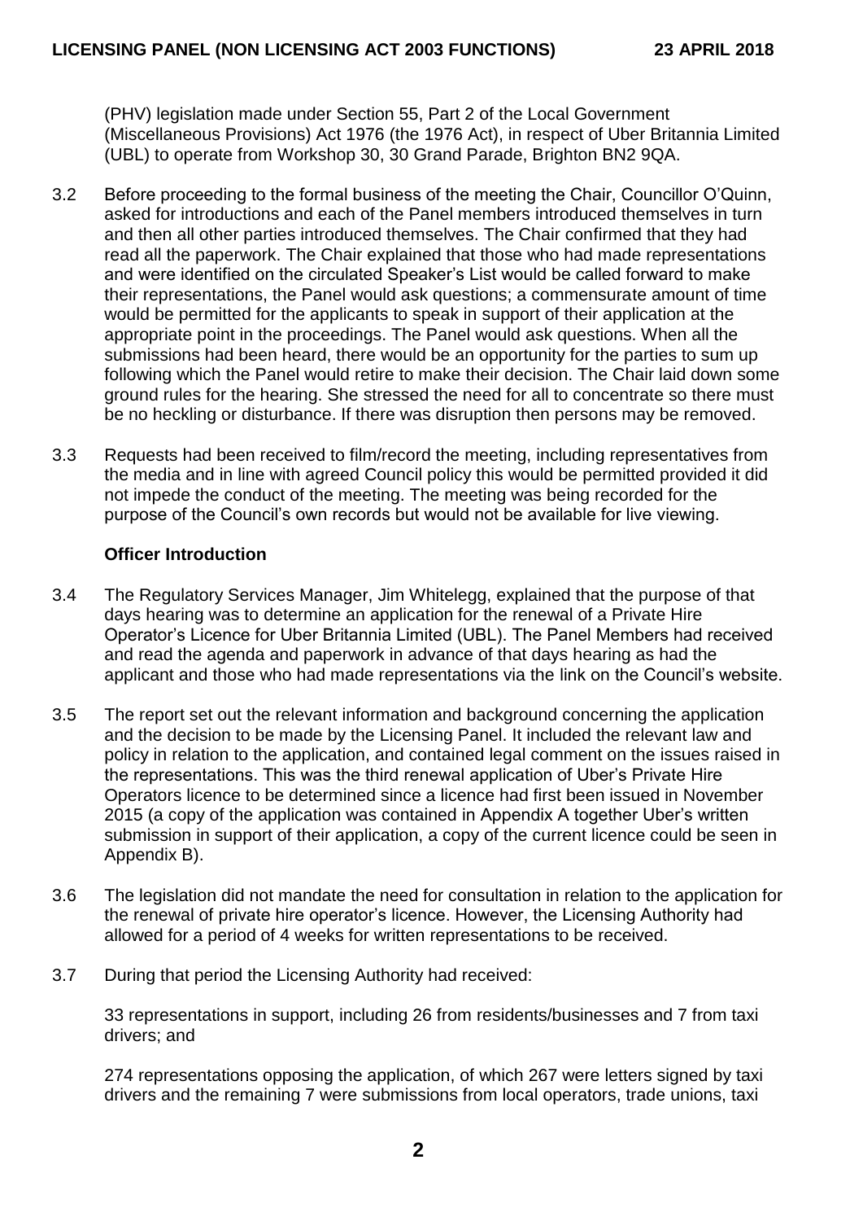(PHV) legislation made under Section 55, Part 2 of the Local Government (Miscellaneous Provisions) Act 1976 (the 1976 Act), in respect of Uber Britannia Limited (UBL) to operate from Workshop 30, 30 Grand Parade, Brighton BN2 9QA.

3.2 Before proceeding to the formal business of the meeting the Chair, Councillor O'Quinn, asked for introductions and each of the Panel members introduced themselves in turn and then all other parties introduced themselves. The Chair confirmed that they had read all the paperwork. The Chair explained that those who had made representations and were identified on the circulated Speaker's List would be called forward to make their representations, the Panel would ask questions; a commensurate amount of time would be permitted for the applicants to speak in support of their application at the appropriate point in the proceedings. The Panel would ask questions. When all the submissions had been heard, there would be an opportunity for the parties to sum up following which the Panel would retire to make their decision. The Chair laid down some ground rules for the hearing. She stressed the need for all to concentrate so there must be no heckling or disturbance. If there was disruption then persons may be removed.

3.3 Requests had been received to film/record the meeting, including representatives from the media and in line with agreed Council policy this would be permitted provided it did not impede the conduct of the meeting. The meeting was being recorded for the purpose of the Council's own records but would not be available for live viewing.

**Officer Introduction**

3.4 The Regulatory Services Manager, Jim Whitelegg, explained that the purpose of that days hearing was to determine an application for the renewal of a Private Hire Operator's Licence for Uber Britannia Limited (UBL). The Panel Members had received and read the agenda and paperwork in advance of that days hearing as had the applicant and those who had made representations via the link on the Council's website.

3.5 The report set out the relevant information and background concerning the application and the decision to be made by the Licensing Panel. It included the relevant law and policy in relation to the application, and contained legal comment on the issues raised in the representations. This was the third renewal application of Uber's Private Hire Operators licence to be determined since a licence had first been issued in November 2015 (a copy of the application was contained in Appendix A together Uber's written submission in support of their application, a copy of the current licence could be seen in Appendix B).

3.6 The legislation did not mandate the need for consultation in relation to the application for the renewal of private hire operator's licence. However, the Licensing Authority had allowed for a period of 4 weeks for written representations to be received.

3.7 During that period the Licensing Authority had received:

33 representations in support, including 26 from residents/businesses and 7 from taxi drivers; and

274 representations opposing the application, of which 267 were letters signed by taxi drivers and the remaining 7 were submissions from local operators, trade unions, taxi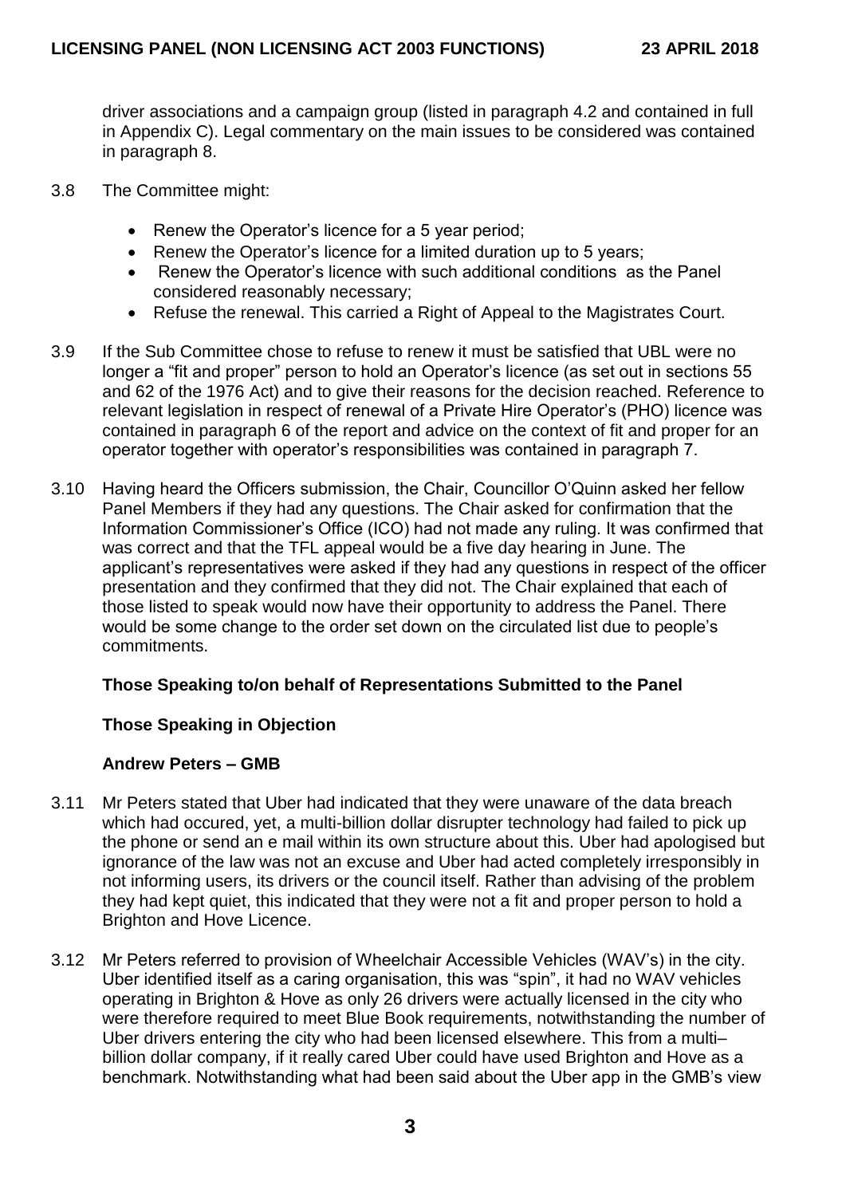driver associations and a campaign group (listed in paragraph 4.2 and contained in full in Appendix C). Legal commentary on the main issues to be considered was contained in paragraph 8.

3.8 The Committee might:

- Renew the Operator's licence for a 5 year period;
- Renew the Operator's licence for a limited duration up to 5 years;
- Renew the Operator's licence with such additional conditions as the Panel considered reasonably necessary;
- Refuse the renewal. This carried a Right of Appeal to the Magistrates Court.

3.9 If the Sub Committee chose to refuse to renew it must be satisfied that UBL were no longer a "fit and proper" person to hold an Operator's licence (as set out in sections 55 and 62 of the 1976 Act) and to give their reasons for the decision reached. Reference to relevant legislation in respect of renewal of a Private Hire Operator's (PHO) licence was contained in paragraph 6 of the report and advice on the context of fit and proper for an operator together with operator's responsibilities was contained in paragraph 7.

3.10 Having heard the Officers submission, the Chair, Councillor O'Quinn asked her fellow Panel Members if they had any questions. The Chair asked for confirmation that the Information Commissioner's Office (ICO) had not made any ruling. It was confirmed that was correct and that the TFL appeal would be a five day hearing in June. The applicant's representatives were asked if they had any questions in respect of the officer presentation and they confirmed that they did not. The Chair explained that each of those listed to speak would now have their opportunity to address the Panel. There would be some change to the order set down on the circulated list due to people's commitments.

**Those Speaking to/on behalf of Representations Submitted to the Panel**

**Those Speaking in Objection**

**Andrew Peters – GMB**

3.11 Mr Peters stated that Uber had indicated that they were unaware of the data breach which had occured, yet, a multi-billion dollar disrupter technology had failed to pick up the phone or send an e mail within its own structure about this. Uber had apologised but ignorance of the law was not an excuse and Uber had acted completely irresponsibly in not informing users, its drivers or the council itself. Rather than advising of the problem they had kept quiet, this indicated that they were not a fit and proper person to hold a Brighton and Hove Licence.

3.12 Mr Peters referred to provision of Wheelchair Accessible Vehicles (WAV's) in the city. Uber identified itself as a caring organisation, this was "spin", it had no WAV vehicles operating in Brighton & Hove as only 26 drivers were actually licensed in the city who were therefore required to meet Blue Book requirements, notwithstanding the number of Uber drivers entering the city who had been licensed elsewhere. This from a multi–billion dollar company, if it really cared Uber could have used Brighton and Hove as a benchmark. Notwithstanding what had been said about the Uber app in the GMB's view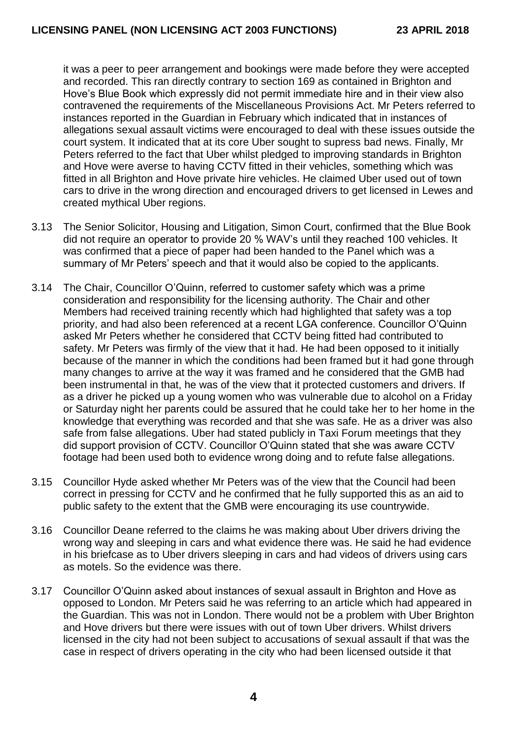it was a peer to peer arrangement and bookings were made before they were accepted and recorded. This ran directly contrary to section 169 as contained in Brighton and Hove's Blue Book which expressly did not permit immediate hire and in their view also contravened the requirements of the Miscellaneous Provisions Act. Mr Peters referred to instances reported in the Guardian in February which indicated that in instances of allegations sexual assault victims were encouraged to deal with these issues outside the court system. It indicated that at its core Uber sought to supress bad news. Finally, Mr Peters referred to the fact that Uber whilst pledged to improving standards in Brighton and Hove were averse to having CCTV fitted in their vehicles, something which was fitted in all Brighton and Hove private hire vehicles. He claimed Uber used out of town cars to drive in the wrong direction and encouraged drivers to get licensed in Lewes and created mythical Uber regions.

3.13 The Senior Solicitor, Housing and Litigation, Simon Court, confirmed that the Blue Book did not require an operator to provide 20 % WAV's until they reached 100 vehicles. It was confirmed that a piece of paper had been handed to the Panel which was a summary of Mr Peters' speech and that it would also be copied to the applicants.

3.14 The Chair, Councillor O'Quinn, referred to customer safety which was a prime consideration and responsibility for the licensing authority. The Chair and other Members had received training recently which had highlighted that safety was a top priority, and had also been referenced at a recent LGA conference. Councillor O'Quinn asked Mr Peters whether he considered that CCTV being fitted had contributed to safety. Mr Peters was firmly of the view that it had. He had been opposed to it initially because of the manner in which the conditions had been framed but it had gone through many changes to arrive at the way it was framed and he considered that the GMB had been instrumental in that, he was of the view that it protected customers and drivers. If as a driver he picked up a young women who was vulnerable due to alcohol on a Friday or Saturday night her parents could be assured that he could take her to her home in the knowledge that everything was recorded and that she was safe. He as a driver was also safe from false allegations. Uber had stated publicly in Taxi Forum meetings that they did support provision of CCTV. Councillor O'Quinn stated that she was aware CCTV footage had been used both to evidence wrong doing and to refute false allegations.

3.15 Councillor Hyde asked whether Mr Peters was of the view that the Council had been correct in pressing for CCTV and he confirmed that he fully supported this as an aid to public safety to the extent that the GMB were encouraging its use countrywide.

3.16 Councillor Deane referred to the claims he was making about Uber drivers driving the wrong way and sleeping in cars and what evidence there was. He said he had evidence in his briefcase as to Uber drivers sleeping in cars and had videos of drivers using cars as motels. So the evidence was there.

3.17 Councillor O'Quinn asked about instances of sexual assault in Brighton and Hove as opposed to London. Mr Peters said he was referring to an article which had appeared in the Guardian. This was not in London. There would not be a problem with Uber Brighton and Hove drivers but there were issues with out of town Uber drivers. Whilst drivers licensed in the city had not been subject to accusations of sexual assault if that was the case in respect of drivers operating in the city who had been licensed outside it that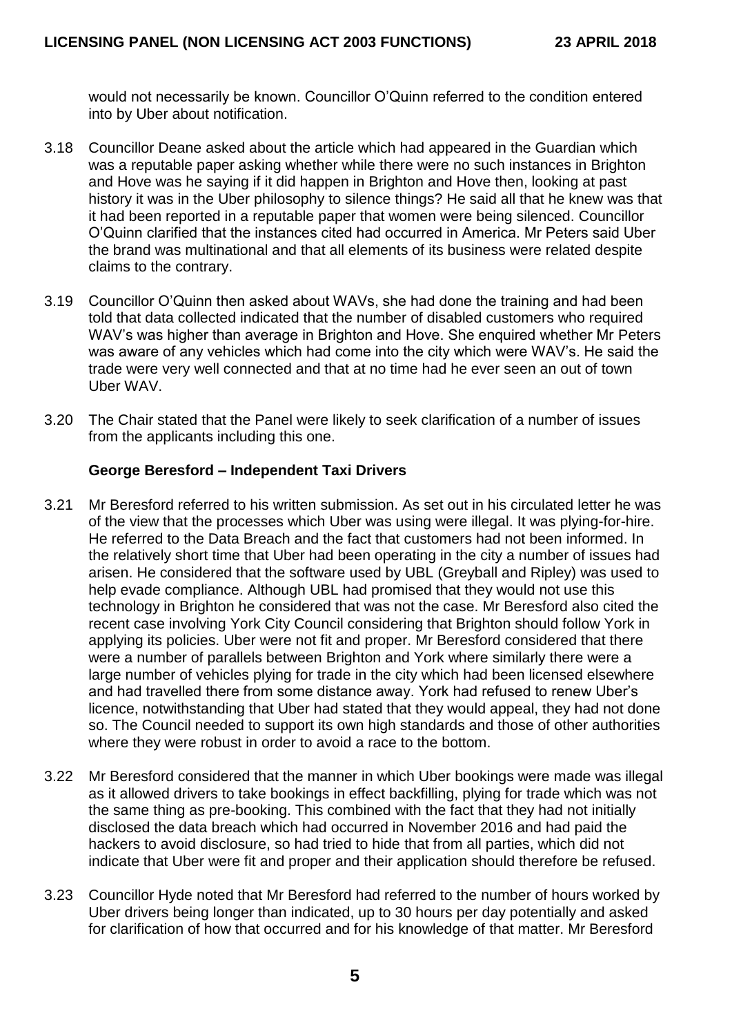would not necessarily be known. Councillor O'Quinn referred to the condition entered into by Uber about notification.

3.18 Councillor Deane asked about the article which had appeared in the Guardian which was a reputable paper asking whether while there were no such instances in Brighton and Hove was he saying if it did happen in Brighton and Hove then, looking at past history it was in the Uber philosophy to silence things? He said all that he knew was that it had been reported in a reputable paper that women were being silenced. Councillor O'Quinn clarified that the instances cited had occurred in America. Mr Peters said Uber the brand was multinational and that all elements of its business were related despite claims to the contrary.

3.19 Councillor O'Quinn then asked about WAVs, she had done the training and had been told that data collected indicated that the number of disabled customers who required WAV's was higher than average in Brighton and Hove. She enquired whether Mr Peters was aware of any vehicles which had come into the city which were WAV's. He said the trade were very well connected and that at no time had he ever seen an out of town Uber WAV.

3.20 The Chair stated that the Panel were likely to seek clarification of a number of issues from the applicants including this one.

**George Beresford – Independent Taxi Drivers**

3.21 Mr Beresford referred to his written submission. As set out in his circulated letter he was of the view that the processes which Uber was using were illegal. It was plying-for-hire. He referred to the Data Breach and the fact that customers had not been informed. In the relatively short time that Uber had been operating in the city a number of issues had arisen. He considered that the software used by UBL (Greyball and Ripley) was used to help evade compliance. Although UBL had promised that they would not use this technology in Brighton he considered that was not the case. Mr Beresford also cited the recent case involving York City Council considering that Brighton should follow York in applying its policies. Uber were not fit and proper. Mr Beresford considered that there were a number of parallels between Brighton and York where similarly there were a large number of vehicles plying for trade in the city which had been licensed elsewhere and had travelled there from some distance away. York had refused to renew Uber's licence, notwithstanding that Uber had stated that they would appeal, they had not done so. The Council needed to support its own high standards and those of other authorities where they were robust in order to avoid a race to the bottom.

3.22 Mr Beresford considered that the manner in which Uber bookings were made was illegal as it allowed drivers to take bookings in effect backfilling, plying for trade which was not the same thing as pre-booking. This combined with the fact that they had not initially disclosed the data breach which had occurred in November 2016 and had paid the hackers to avoid disclosure, so had tried to hide that from all parties, which did not indicate that Uber were fit and proper and their application should therefore be refused.

3.23 Councillor Hyde noted that Mr Beresford had referred to the number of hours worked by Uber drivers being longer than indicated, up to 30 hours per day potentially and asked for clarification of how that occurred and for his knowledge of that matter. Mr Beresford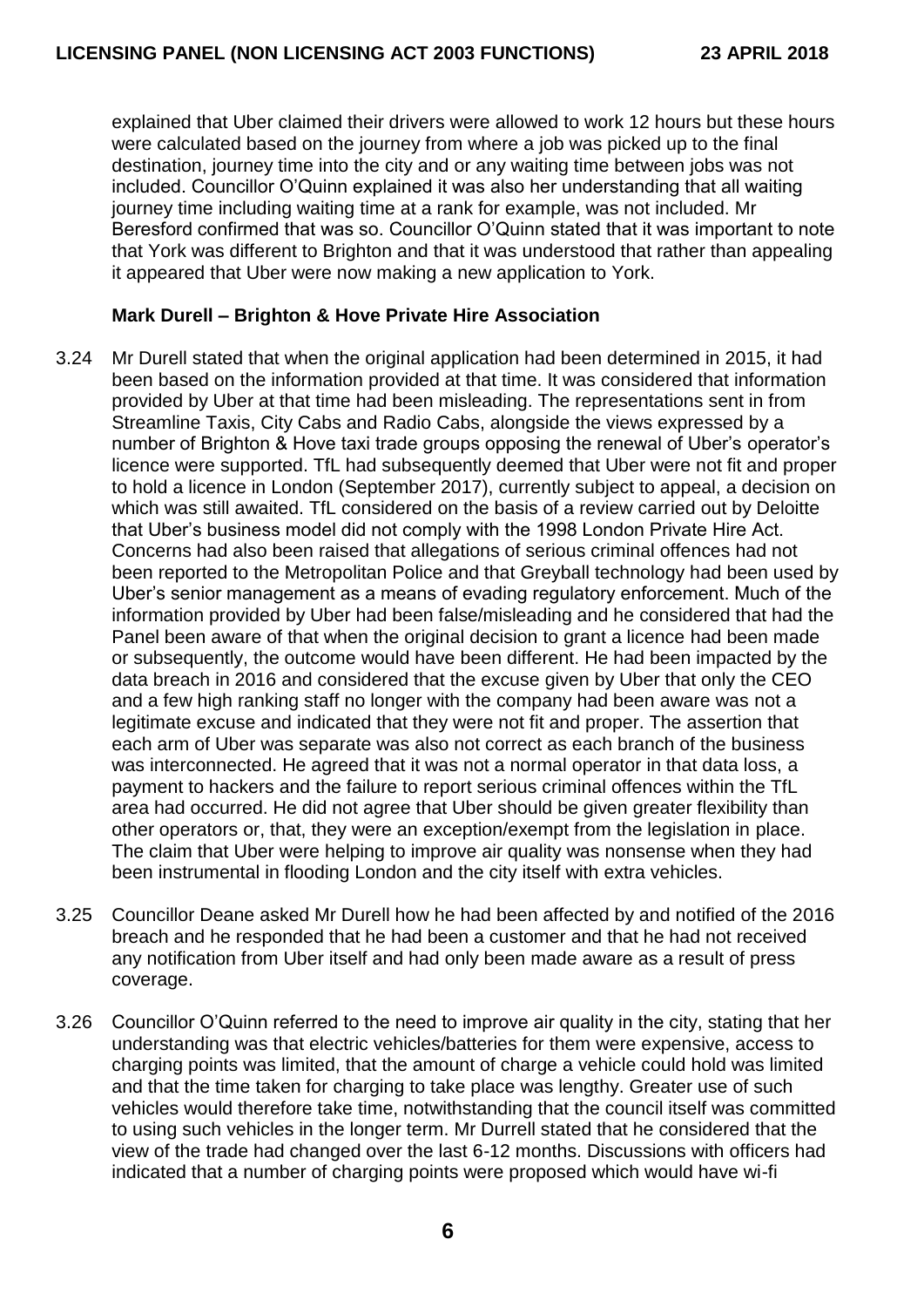explained that Uber claimed their drivers were allowed to work 12 hours but these hours were calculated based on the journey from where a job was picked up to the final destination, journey time into the city and or any waiting time between jobs was not included. Councillor O'Quinn explained it was also her understanding that all waiting journey time including waiting time at a rank for example, was not included. Mr Beresford confirmed that was so. Councillor O'Quinn stated that it was important to note that York was different to Brighton and that it was understood that rather than appealing it appeared that Uber were now making a new application to York.

**Mark Durell – Brighton & Hove Private Hire Association**

3.24 Mr Durell stated that when the original application had been determined in 2015, it had been based on the information provided at that time. It was considered that information provided by Uber at that time had been misleading. The representations sent in from Streamline Taxis, City Cabs and Radio Cabs, alongside the views expressed by a number of Brighton & Hove taxi trade groups opposing the renewal of Uber's operator's licence were supported. TfL had subsequently deemed that Uber were not fit and proper to hold a licence in London (September 2017), currently subject to appeal, a decision on which was still awaited. TfL considered on the basis of a review carried out by Deloitte that Uber's business model did not comply with the 1998 London Private Hire Act. Concerns had also been raised that allegations of serious criminal offences had not been reported to the Metropolitan Police and that Greyball technology had been used by Uber's senior management as a means of evading regulatory enforcement. Much of the information provided by Uber had been false/misleading and he considered that had the Panel been aware of that when the original decision to grant a licence had been made or subsequently, the outcome would have been different. He had been impacted by the data breach in 2016 and considered that the excuse given by Uber that only the CEO and a few high ranking staff no longer with the company had been aware was not a legitimate excuse and indicated that they were not fit and proper. The assertion that each arm of Uber was separate was also not correct as each branch of the business was interconnected. He agreed that it was not a normal operator in that data loss, a payment to hackers and the failure to report serious criminal offences within the TfL area had occurred. He did not agree that Uber should be given greater flexibility than other operators or, that, they were an exception/exempt from the legislation in place. The claim that Uber were helping to improve air quality was nonsense when they had been instrumental in flooding London and the city itself with extra vehicles.

3.25 Councillor Deane asked Mr Durell how he had been affected by and notified of the 2016 breach and he responded that he had been a customer and that he had not received any notification from Uber itself and had only been made aware as a result of press coverage.

3.26 Councillor O'Quinn referred to the need to improve air quality in the city, stating that her understanding was that electric vehicles/batteries for them were expensive, access to charging points was limited, that the amount of charge a vehicle could hold was limited and that the time taken for charging to take place was lengthy. Greater use of such vehicles would therefore take time, notwithstanding that the council itself was committed to using such vehicles in the longer term. Mr Durrell stated that he considered that the view of the trade had changed over the last 6-12 months. Discussions with officers had indicated that a number of charging points were proposed which would have wi-fi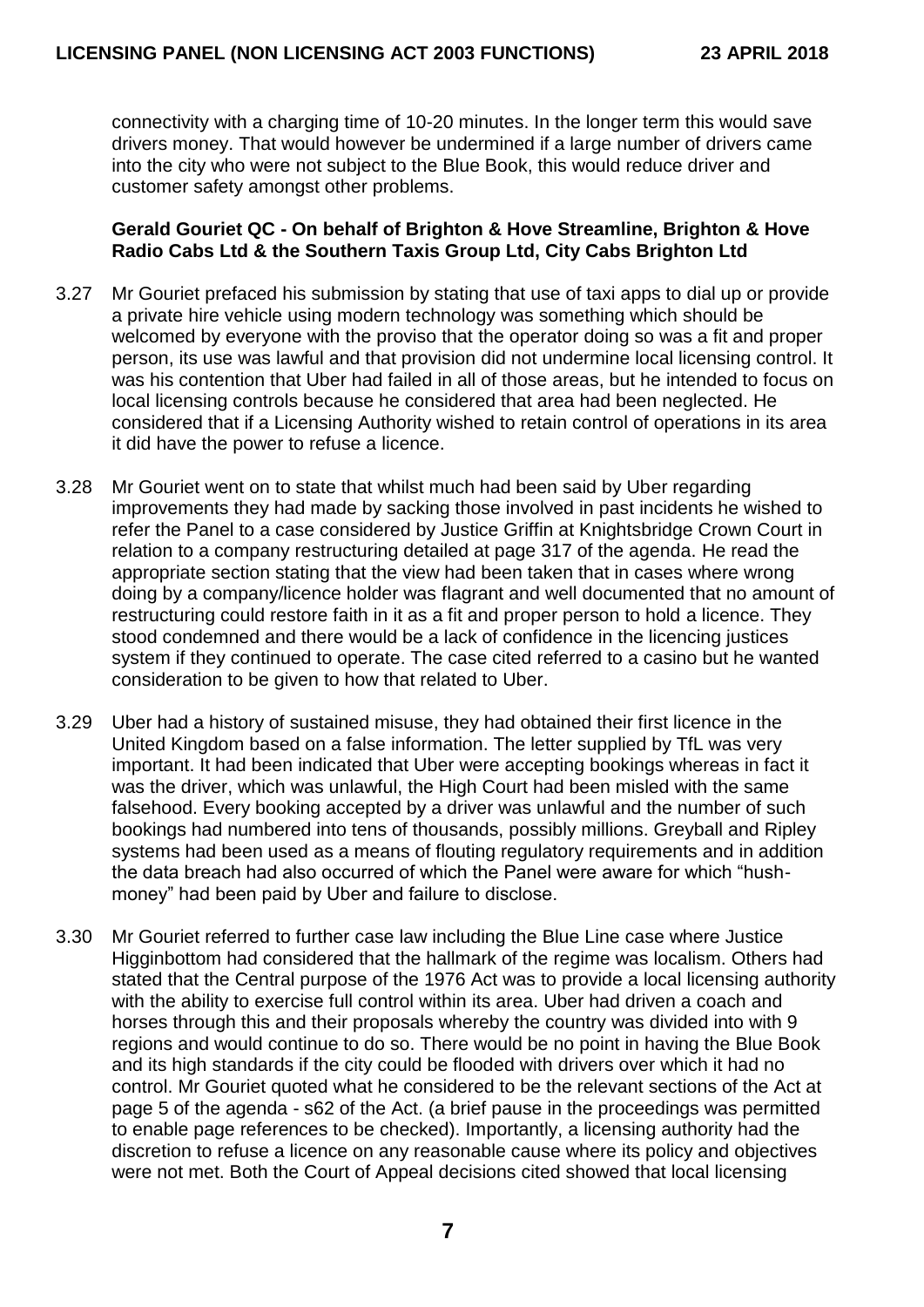connectivity with a charging time of 10-20 minutes. In the longer term this would save drivers money. That would however be undermined if a large number of drivers came into the city who were not subject to the Blue Book, this would reduce driver and customer safety amongst other problems.

**Gerald Gouriet QC - On behalf of Brighton & Hove Streamline, Brighton & Hove Radio Cabs Ltd & the Southern Taxis Group Ltd, City Cabs Brighton Ltd**

3.27 Mr Gouriet prefaced his submission by stating that use of taxi apps to dial up or provide a private hire vehicle using modern technology was something which should be welcomed by everyone with the proviso that the operator doing so was a fit and proper person, its use was lawful and that provision did not undermine local licensing control. It was his contention that Uber had failed in all of those areas, but he intended to focus on local licensing controls because he considered that area had been neglected. He considered that if a Licensing Authority wished to retain control of operations in its area it did have the power to refuse a licence.

3.28 Mr Gouriet went on to state that whilst much had been said by Uber regarding improvements they had made by sacking those involved in past incidents he wished to refer the Panel to a case considered by Justice Griffin at Knightsbridge Crown Court in relation to a company restructuring detailed at page 317 of the agenda. He read the appropriate section stating that the view had been taken that in cases where wrong doing by a company/licence holder was flagrant and well documented that no amount of restructuring could restore faith in it as a fit and proper person to hold a licence. They stood condemned and there would be a lack of confidence in the licencing justices system if they continued to operate. The case cited referred to a casino but he wanted consideration to be given to how that related to Uber.

3.29 Uber had a history of sustained misuse, they had obtained their first licence in the United Kingdom based on a false information. The letter supplied by TfL was very important. It had been indicated that Uber were accepting bookings whereas in fact it was the driver, which was unlawful, the High Court had been misled with the same falsehood. Every booking accepted by a driver was unlawful and the number of such bookings had numbered into tens of thousands, possibly millions. Greyball and Ripley systems had been used as a means of flouting regulatory requirements and in addition the data breach had also occurred of which the Panel were aware for which "hush-money" had been paid by Uber and failure to disclose.

3.30 Mr Gouriet referred to further case law including the Blue Line case where Justice Higginbottom had considered that the hallmark of the regime was localism. Others had stated that the Central purpose of the 1976 Act was to provide a local licensing authority with the ability to exercise full control within its area. Uber had driven a coach and horses through this and their proposals whereby the country was divided into with 9 regions and would continue to do so. There would be no point in having the Blue Book and its high standards if the city could be flooded with drivers over which it had no control. Mr Gouriet quoted what he considered to be the relevant sections of the Act at page 5 of the agenda - s62 of the Act. (a brief pause in the proceedings was permitted to enable page references to be checked). Importantly, a licensing authority had the discretion to refuse a licence on any reasonable cause where its policy and objectives were not met. Both the Court of Appeal decisions cited showed that local licensing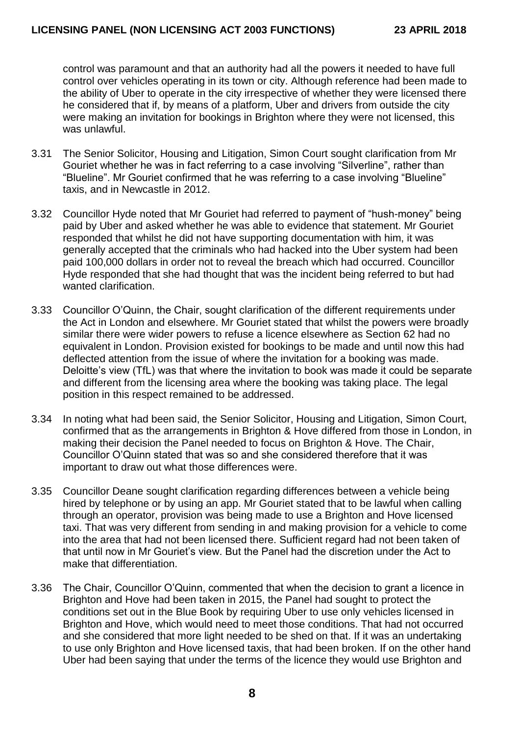control was paramount and that an authority had all the powers it needed to have full control over vehicles operating in its town or city. Although reference had been made to the ability of Uber to operate in the city irrespective of whether they were licensed there he considered that if, by means of a platform, Uber and drivers from outside the city were making an invitation for bookings in Brighton where they were not licensed, this was unlawful.

3.31 The Senior Solicitor, Housing and Litigation, Simon Court sought clarification from Mr Gouriet whether he was in fact referring to a case involving "Silverline", rather than "Blueline". Mr Gouriet confirmed that he was referring to a case involving "Blueline" taxis, and in Newcastle in 2012.

3.32 Councillor Hyde noted that Mr Gouriet had referred to payment of "hush-money" being paid by Uber and asked whether he was able to evidence that statement. Mr Gouriet responded that whilst he did not have supporting documentation with him, it was generally accepted that the criminals who had hacked into the Uber system had been paid 100,000 dollars in order not to reveal the breach which had occurred. Councillor Hyde responded that she had thought that was the incident being referred to but had wanted clarification.

3.33 Councillor O'Quinn, the Chair, sought clarification of the different requirements under the Act in London and elsewhere. Mr Gouriet stated that whilst the powers were broadly similar there were wider powers to refuse a licence elsewhere as Section 62 had no equivalent in London. Provision existed for bookings to be made and until now this had deflected attention from the issue of where the invitation for a booking was made. Deloitte's view (TfL) was that where the invitation to book was made it could be separate and different from the licensing area where the booking was taking place. The legal position in this respect remained to be addressed.

3.34 In noting what had been said, the Senior Solicitor, Housing and Litigation, Simon Court, confirmed that as the arrangements in Brighton & Hove differed from those in London, in making their decision the Panel needed to focus on Brighton & Hove. The Chair, Councillor O'Quinn stated that was so and she considered therefore that it was important to draw out what those differences were.

3.35 Councillor Deane sought clarification regarding differences between a vehicle being hired by telephone or by using an app. Mr Gouriet stated that to be lawful when calling through an operator, provision was being made to use a Brighton and Hove licensed taxi. That was very different from sending in and making provision for a vehicle to come into the area that had not been licensed there. Sufficient regard had not been taken of that until now in Mr Gouriet's view. But the Panel had the discretion under the Act to make that differentiation.

3.36 The Chair, Councillor O'Quinn, commented that when the decision to grant a licence in Brighton and Hove had been taken in 2015, the Panel had sought to protect the conditions set out in the Blue Book by requiring Uber to use only vehicles licensed in Brighton and Hove, which would need to meet those conditions. That had not occurred and she considered that more light needed to be shed on that. If it was an undertaking to use only Brighton and Hove licensed taxis, that had been broken. If on the other hand Uber had been saying that under the terms of the licence they would use Brighton and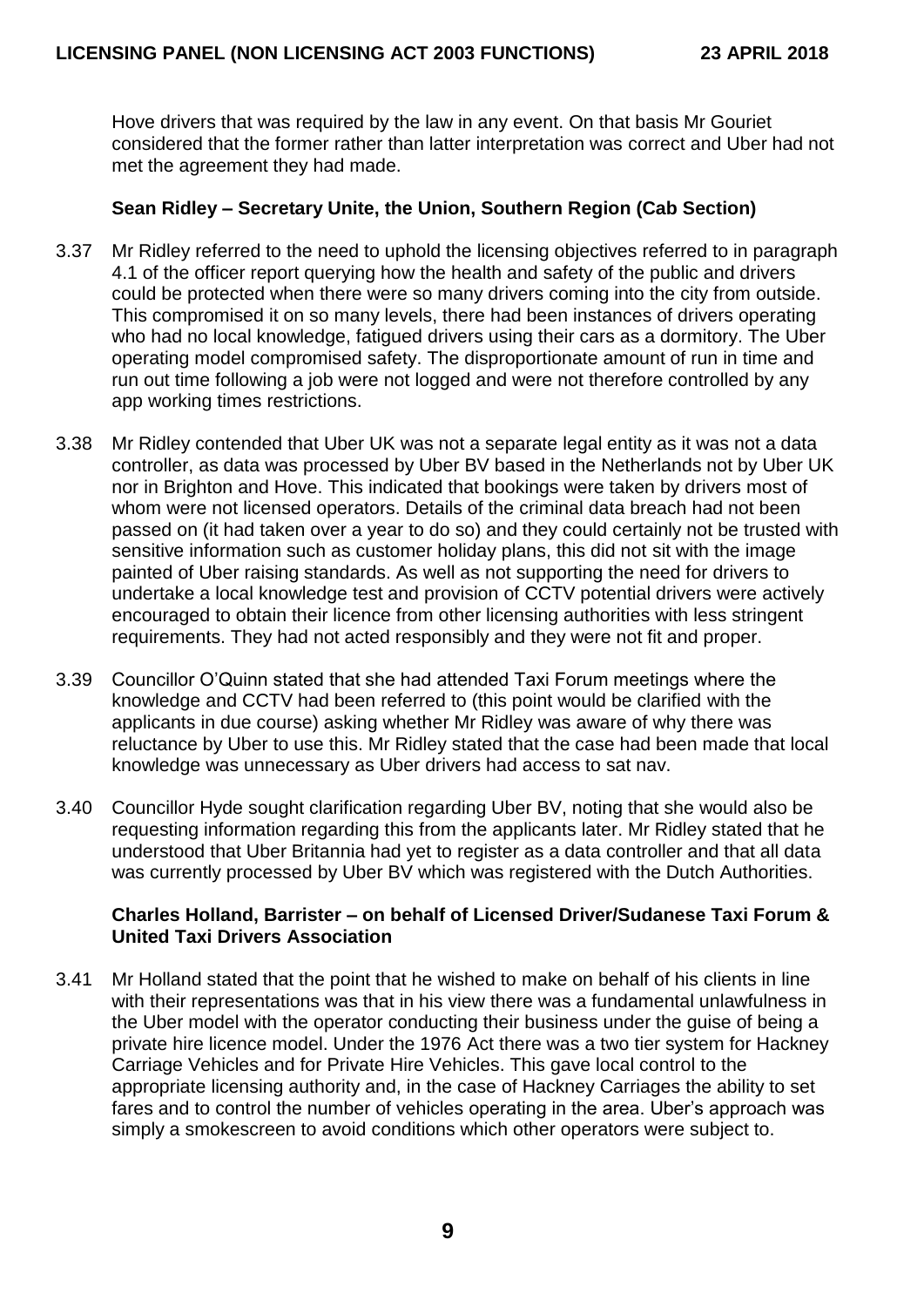Hove drivers that was required by the law in any event. On that basis Mr Gouriet considered that the former rather than latter interpretation was correct and Uber had not met the agreement they had made.

**Sean Ridley – Secretary Unite, the Union, Southern Region (Cab Section)**

3.37 Mr Ridley referred to the need to uphold the licensing objectives referred to in paragraph 4.1 of the officer report querying how the health and safety of the public and drivers could be protected when there were so many drivers coming into the city from outside. This compromised it on so many levels, there had been instances of drivers operating who had no local knowledge, fatigued drivers using their cars as a dormitory. The Uber operating model compromised safety. The disproportionate amount of run in time and run out time following a job were not logged and were not therefore controlled by any app working times restrictions.

3.38 Mr Ridley contended that Uber UK was not a separate legal entity as it was not a data controller, as data was processed by Uber BV based in the Netherlands not by Uber UK nor in Brighton and Hove. This indicated that bookings were taken by drivers most of whom were not licensed operators. Details of the criminal data breach had not been passed on (it had taken over a year to do so) and they could certainly not be trusted with sensitive information such as customer holiday plans, this did not sit with the image painted of Uber raising standards. As well as not supporting the need for drivers to undertake a local knowledge test and provision of CCTV potential drivers were actively encouraged to obtain their licence from other licensing authorities with less stringent requirements. They had not acted responsibly and they were not fit and proper.

3.39 Councillor O'Quinn stated that she had attended Taxi Forum meetings where the knowledge and CCTV had been referred to (this point would be clarified with the applicants in due course) asking whether Mr Ridley was aware of why there was reluctance by Uber to use this. Mr Ridley stated that the case had been made that local knowledge was unnecessary as Uber drivers had access to sat nav.

3.40 Councillor Hyde sought clarification regarding Uber BV, noting that she would also be requesting information regarding this from the applicants later. Mr Ridley stated that he understood that Uber Britannia had yet to register as a data controller and that all data was currently processed by Uber BV which was registered with the Dutch Authorities.

**Charles Holland, Barrister – on behalf of Licensed Driver/Sudanese Taxi Forum & United Taxi Drivers Association**

3.41 Mr Holland stated that the point that he wished to make on behalf of his clients in line with their representations was that in his view there was a fundamental unlawfulness in the Uber model with the operator conducting their business under the guise of being a private hire licence model. Under the 1976 Act there was a two tier system for Hackney Carriage Vehicles and for Private Hire Vehicles. This gave local control to the appropriate licensing authority and, in the case of Hackney Carriages the ability to set fares and to control the number of vehicles operating in the area. Uber's approach was simply a smokescreen to avoid conditions which other operators were subject to.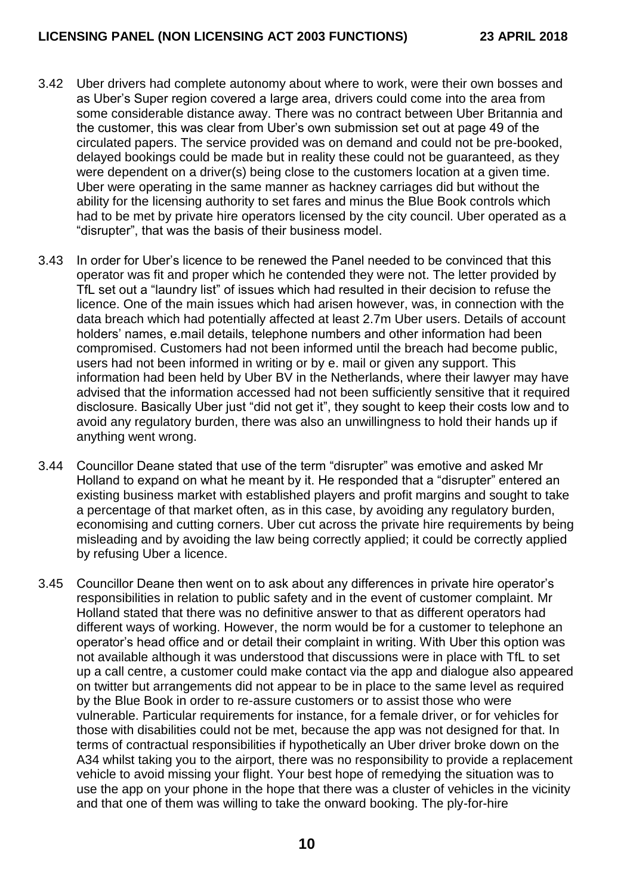3.42 Uber drivers had complete autonomy about where to work, were their own bosses and as Uber's Super region covered a large area, drivers could come into the area from some considerable distance away. There was no contract between Uber Britannia and the customer, this was clear from Uber's own submission set out at page 49 of the circulated papers. The service provided was on demand and could not be pre-booked, delayed bookings could be made but in reality these could not be guaranteed, as they were dependent on a driver(s) being close to the customers location at a given time. Uber were operating in the same manner as hackney carriages did but without the ability for the licensing authority to set fares and minus the Blue Book controls which had to be met by private hire operators licensed by the city council. Uber operated as a "disrupter", that was the basis of their business model.

3.43 In order for Uber's licence to be renewed the Panel needed to be convinced that this operator was fit and proper which he contended they were not. The letter provided by TfL set out a "laundry list" of issues which had resulted in their decision to refuse the licence. One of the main issues which had arisen however, was, in connection with the data breach which had potentially affected at least 2.7m Uber users. Details of account holders' names, e.mail details, telephone numbers and other information had been compromised. Customers had not been informed until the breach had become public, users had not been informed in writing or by e. mail or given any support. This information had been held by Uber BV in the Netherlands, where their lawyer may have advised that the information accessed had not been sufficiently sensitive that it required disclosure. Basically Uber just "did not get it", they sought to keep their costs low and to avoid any regulatory burden, there was also an unwillingness to hold their hands up if anything went wrong.

3.44 Councillor Deane stated that use of the term "disrupter" was emotive and asked Mr Holland to expand on what he meant by it. He responded that a "disrupter" entered an existing business market with established players and profit margins and sought to take a percentage of that market often, as in this case, by avoiding any regulatory burden, economising and cutting corners. Uber cut across the private hire requirements by being misleading and by avoiding the law being correctly applied; it could be correctly applied by refusing Uber a licence.

3.45 Councillor Deane then went on to ask about any differences in private hire operator's responsibilities in relation to public safety and in the event of customer complaint. Mr Holland stated that there was no definitive answer to that as different operators had different ways of working. However, the norm would be for a customer to telephone an operator's head office and or detail their complaint in writing. With Uber this option was not available although it was understood that discussions were in place with TfL to set up a call centre, a customer could make contact via the app and dialogue also appeared on twitter but arrangements did not appear to be in place to the same level as required by the Blue Book in order to re-assure customers or to assist those who were vulnerable. Particular requirements for instance, for a female driver, or for vehicles for those with disabilities could not be met, because the app was not designed for that. In terms of contractual responsibilities if hypothetically an Uber driver broke down on the A34 whilst taking you to the airport, there was no responsibility to provide a replacement vehicle to avoid missing your flight. Your best hope of remedying the situation was to use the app on your phone in the hope that there was a cluster of vehicles in the vicinity and that one of them was willing to take the onward booking. The ply-for-hire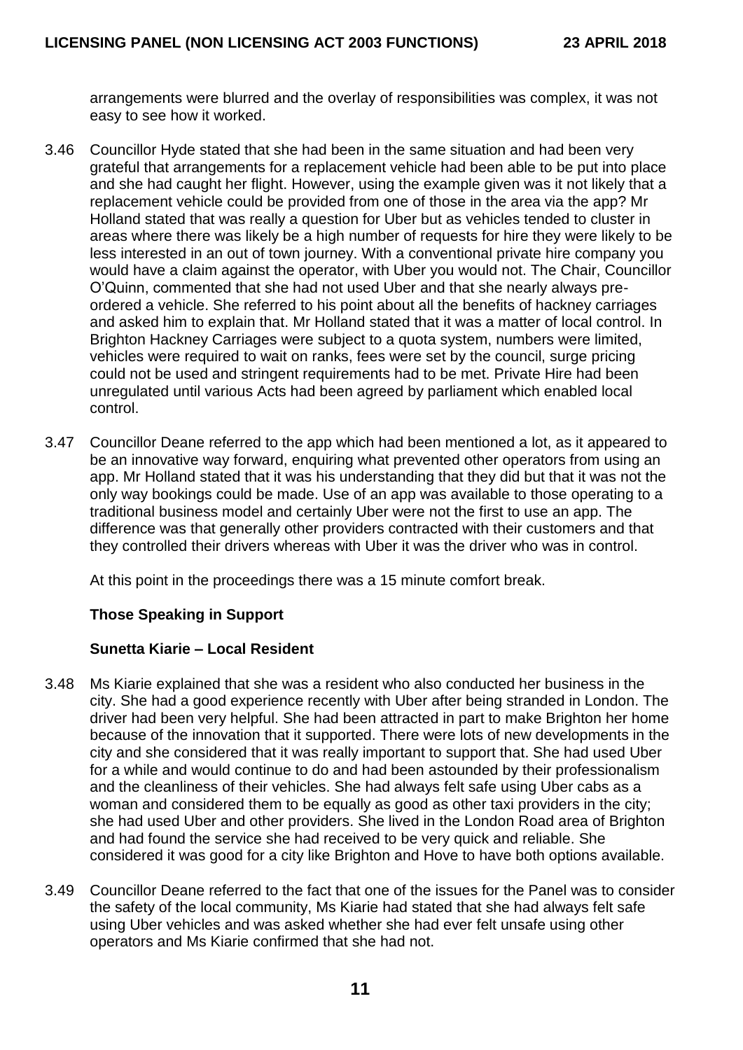arrangements were blurred and the overlay of responsibilities was complex, it was not easy to see how it worked.

3.46 Councillor Hyde stated that she had been in the same situation and had been very grateful that arrangements for a replacement vehicle had been able to be put into place and she had caught her flight. However, using the example given was it not likely that a replacement vehicle could be provided from one of those in the area via the app? Mr Holland stated that was really a question for Uber but as vehicles tended to cluster in areas where there was likely be a high number of requests for hire they were likely to be less interested in an out of town journey. With a conventional private hire company you would have a claim against the operator, with Uber you would not. The Chair, Councillor O'Quinn, commented that she had not used Uber and that she nearly always pre-ordered a vehicle. She referred to his point about all the benefits of hackney carriages and asked him to explain that. Mr Holland stated that it was a matter of local control. In Brighton Hackney Carriages were subject to a quota system, numbers were limited, vehicles were required to wait on ranks, fees were set by the council, surge pricing could not be used and stringent requirements had to be met. Private Hire had been unregulated until various Acts had been agreed by parliament which enabled local control.

3.47 Councillor Deane referred to the app which had been mentioned a lot, as it appeared to be an innovative way forward, enquiring what prevented other operators from using an app. Mr Holland stated that it was his understanding that they did but that it was not the only way bookings could be made. Use of an app was available to those operating to a traditional business model and certainly Uber were not the first to use an app. The difference was that generally other providers contracted with their customers and that they controlled their drivers whereas with Uber it was the driver who was in control.

At this point in the proceedings there was a 15 minute comfort break.

**Those Speaking in Support**

**Sunetta Kiarie – Local Resident**

3.48 Ms Kiarie explained that she was a resident who also conducted her business in the city. She had a good experience recently with Uber after being stranded in London. The driver had been very helpful. She had been attracted in part to make Brighton her home because of the innovation that it supported. There were lots of new developments in the city and she considered that it was really important to support that. She had used Uber for a while and would continue to do and had been astounded by their professionalism and the cleanliness of their vehicles. She had always felt safe using Uber cabs as a woman and considered them to be equally as good as other taxi providers in the city; she had used Uber and other providers. She lived in the London Road area of Brighton and had found the service she had received to be very quick and reliable. She considered it was good for a city like Brighton and Hove to have both options available.

3.49 Councillor Deane referred to the fact that one of the issues for the Panel was to consider the safety of the local community, Ms Kiarie had stated that she had always felt safe using Uber vehicles and was asked whether she had ever felt unsafe using other operators and Ms Kiarie confirmed that she had not.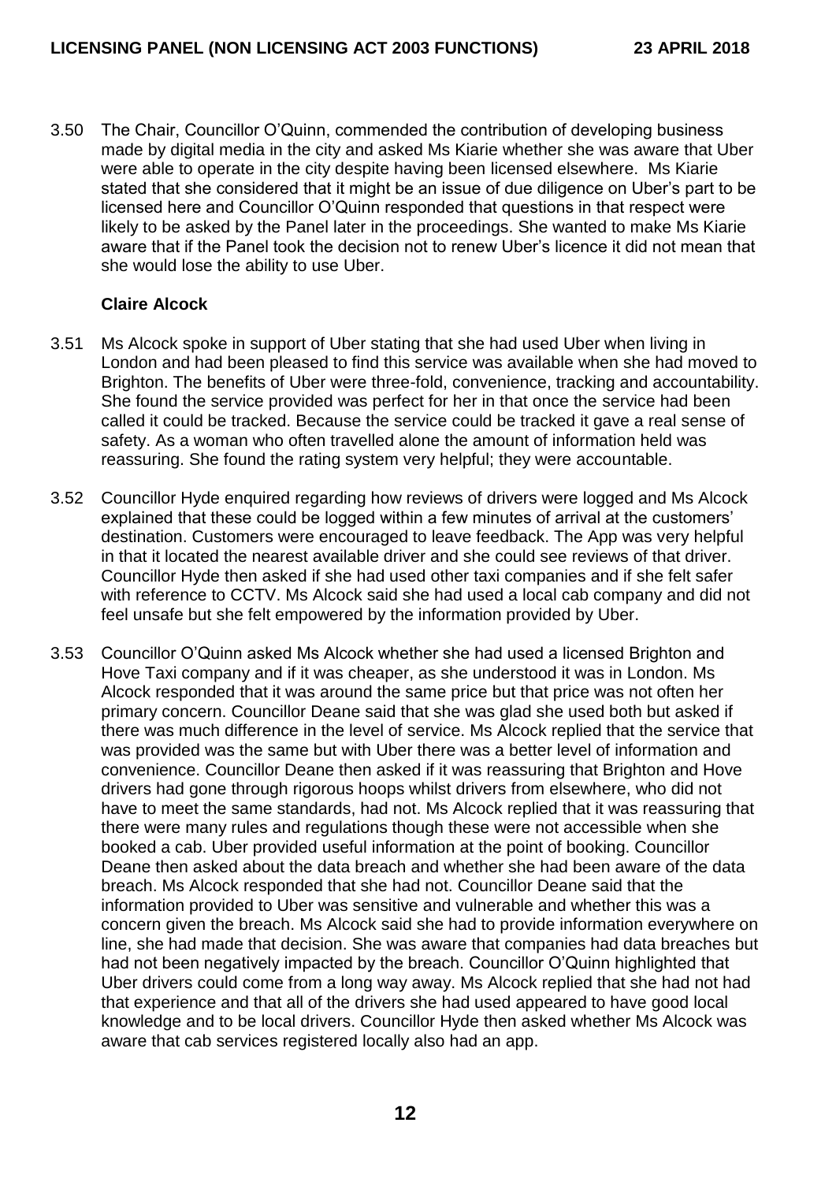3.50 The Chair, Councillor O'Quinn, commended the contribution of developing business made by digital media in the city and asked Ms Kiarie whether she was aware that Uber were able to operate in the city despite having been licensed elsewhere. Ms Kiarie stated that she considered that it might be an issue of due diligence on Uber's part to be licensed here and Councillor O'Quinn responded that questions in that respect were likely to be asked by the Panel later in the proceedings. She wanted to make Ms Kiarie aware that if the Panel took the decision not to renew Uber's licence it did not mean that she would lose the ability to use Uber.

**Claire Alcock**

3.51 Ms Alcock spoke in support of Uber stating that she had used Uber when living in London and had been pleased to find this service was available when she had moved to Brighton. The benefits of Uber were three-fold, convenience, tracking and accountability. She found the service provided was perfect for her in that once the service had been called it could be tracked. Because the service could be tracked it gave a real sense of safety. As a woman who often travelled alone the amount of information held was reassuring. She found the rating system very helpful; they were accountable.

3.52 Councillor Hyde enquired regarding how reviews of drivers were logged and Ms Alcock explained that these could be logged within a few minutes of arrival at the customers' destination. Customers were encouraged to leave feedback. The App was very helpful in that it located the nearest available driver and she could see reviews of that driver. Councillor Hyde then asked if she had used other taxi companies and if she felt safer with reference to CCTV. Ms Alcock said she had used a local cab company and did not feel unsafe but she felt empowered by the information provided by Uber.

3.53 Councillor O'Quinn asked Ms Alcock whether she had used a licensed Brighton and Hove Taxi company and if it was cheaper, as she understood it was in London. Ms Alcock responded that it was around the same price but that price was not often her primary concern. Councillor Deane said that she was glad she used both but asked if there was much difference in the level of service. Ms Alcock replied that the service that was provided was the same but with Uber there was a better level of information and convenience. Councillor Deane then asked if it was reassuring that Brighton and Hove drivers had gone through rigorous hoops whilst drivers from elsewhere, who did not have to meet the same standards, had not. Ms Alcock replied that it was reassuring that there were many rules and regulations though these were not accessible when she booked a cab. Uber provided useful information at the point of booking. Councillor Deane then asked about the data breach and whether she had been aware of the data breach. Ms Alcock responded that she had not. Councillor Deane said that the information provided to Uber was sensitive and vulnerable and whether this was a concern given the breach. Ms Alcock said she had to provide information everywhere on line, she had made that decision. She was aware that companies had data breaches but had not been negatively impacted by the breach. Councillor O'Quinn highlighted that Uber drivers could come from a long way away. Ms Alcock replied that she had not had that experience and that all of the drivers she had used appeared to have good local knowledge and to be local drivers. Councillor Hyde then asked whether Ms Alcock was aware that cab services registered locally also had an app.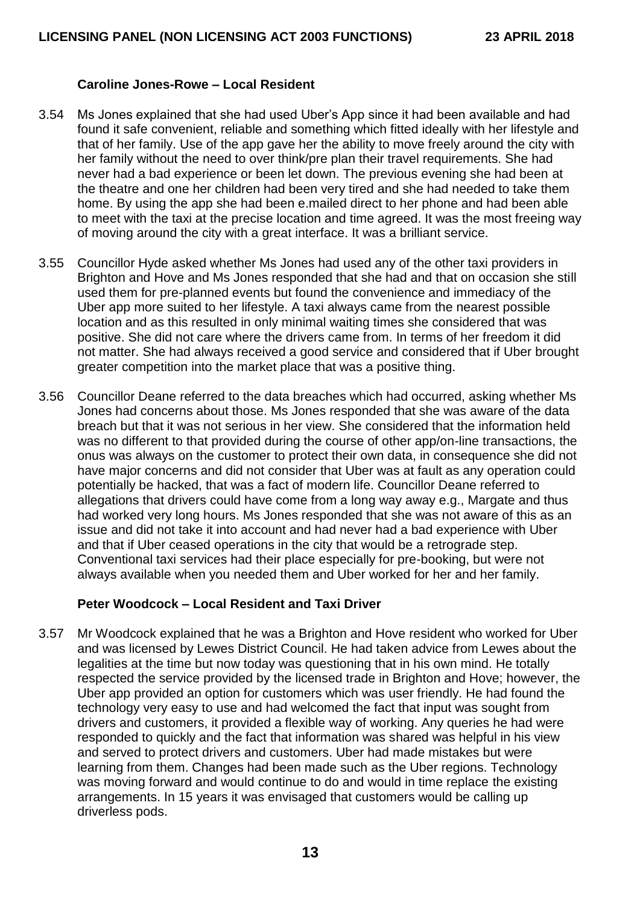**Caroline Jones-Rowe – Local Resident**

3.54 Ms Jones explained that she had used Uber's App since it had been available and had found it safe convenient, reliable and something which fitted ideally with her lifestyle and that of her family. Use of the app gave her the ability to move freely around the city with her family without the need to over think/pre plan their travel requirements. She had never had a bad experience or been let down. The previous evening she had been at the theatre and one her children had been very tired and she had needed to take them home. By using the app she had been e.mailed direct to her phone and had been able to meet with the taxi at the precise location and time agreed. It was the most freeing way of moving around the city with a great interface. It was a brilliant service.

3.55 Councillor Hyde asked whether Ms Jones had used any of the other taxi providers in Brighton and Hove and Ms Jones responded that she had and that on occasion she still used them for pre-planned events but found the convenience and immediacy of the Uber app more suited to her lifestyle. A taxi always came from the nearest possible location and as this resulted in only minimal waiting times she considered that was positive. She did not care where the drivers came from. In terms of her freedom it did not matter. She had always received a good service and considered that if Uber brought greater competition into the market place that was a positive thing.

3.56 Councillor Deane referred to the data breaches which had occurred, asking whether Ms Jones had concerns about those. Ms Jones responded that she was aware of the data breach but that it was not serious in her view. She considered that the information held was no different to that provided during the course of other app/on-line transactions, the onus was always on the customer to protect their own data, in consequence she did not have major concerns and did not consider that Uber was at fault as any operation could potentially be hacked, that was a fact of modern life. Councillor Deane referred to allegations that drivers could have come from a long way away e.g., Margate and thus had worked very long hours. Ms Jones responded that she was not aware of this as an issue and did not take it into account and had never had a bad experience with Uber and that if Uber ceased operations in the city that would be a retrograde step. Conventional taxi services had their place especially for pre-booking, but were not always available when you needed them and Uber worked for her and her family.

**Peter Woodcock – Local Resident and Taxi Driver**

3.57 Mr Woodcock explained that he was a Brighton and Hove resident who worked for Uber and was licensed by Lewes District Council. He had taken advice from Lewes about the legalities at the time but now today was questioning that in his own mind. He totally respected the service provided by the licensed trade in Brighton and Hove; however, the Uber app provided an option for customers which was user friendly. He had found the technology very easy to use and had welcomed the fact that input was sought from drivers and customers, it provided a flexible way of working. Any queries he had were responded to quickly and the fact that information was shared was helpful in his view and served to protect drivers and customers. Uber had made mistakes but were learning from them. Changes had been made such as the Uber regions. Technology was moving forward and would continue to do and would in time replace the existing arrangements. In 15 years it was envisaged that customers would be calling up driverless pods.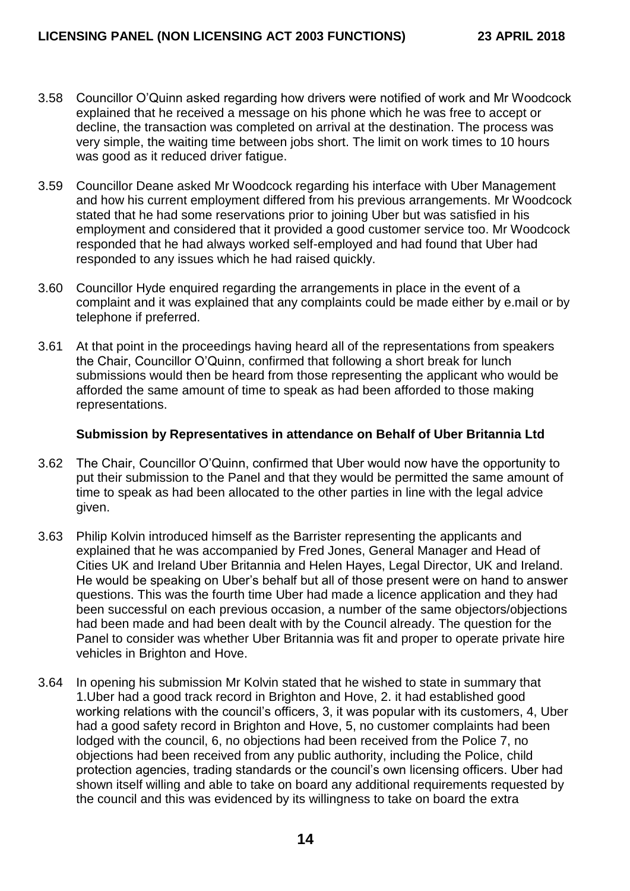3.58 Councillor O'Quinn asked regarding how drivers were notified of work and Mr Woodcock explained that he received a message on his phone which he was free to accept or decline, the transaction was completed on arrival at the destination. The process was very simple, the waiting time between jobs short. The limit on work times to 10 hours was good as it reduced driver fatigue.

3.59 Councillor Deane asked Mr Woodcock regarding his interface with Uber Management and how his current employment differed from his previous arrangements. Mr Woodcock stated that he had some reservations prior to joining Uber but was satisfied in his employment and considered that it provided a good customer service too. Mr Woodcock responded that he had always worked self-employed and had found that Uber had responded to any issues which he had raised quickly.

3.60 Councillor Hyde enquired regarding the arrangements in place in the event of a complaint and it was explained that any complaints could be made either by e.mail or by telephone if preferred.

3.61 At that point in the proceedings having heard all of the representations from speakers the Chair, Councillor O'Quinn, confirmed that following a short break for lunch submissions would then be heard from those representing the applicant who would be afforded the same amount of time to speak as had been afforded to those making representations.

**Submission by Representatives in attendance on Behalf of Uber Britannia Ltd**

3.62 The Chair, Councillor O'Quinn, confirmed that Uber would now have the opportunity to put their submission to the Panel and that they would be permitted the same amount of time to speak as had been allocated to the other parties in line with the legal advice given.

3.63 Philip Kolvin introduced himself as the Barrister representing the applicants and explained that he was accompanied by Fred Jones, General Manager and Head of Cities UK and Ireland Uber Britannia and Helen Hayes, Legal Director, UK and Ireland. He would be speaking on Uber's behalf but all of those present were on hand to answer questions. This was the fourth time Uber had made a licence application and they had been successful on each previous occasion, a number of the same objectors/objections had been made and had been dealt with by the Council already. The question for the Panel to consider was whether Uber Britannia was fit and proper to operate private hire vehicles in Brighton and Hove.

3.64 In opening his submission Mr Kolvin stated that he wished to state in summary that 1.Uber had a good track record in Brighton and Hove, 2. it had established good working relations with the council's officers, 3, it was popular with its customers, 4, Uber had a good safety record in Brighton and Hove, 5, no customer complaints had been lodged with the council, 6, no objections had been received from the Police 7, no objections had been received from any public authority, including the Police, child protection agencies, trading standards or the council's own licensing officers. Uber had shown itself willing and able to take on board any additional requirements requested by the council and this was evidenced by its willingness to take on board the extra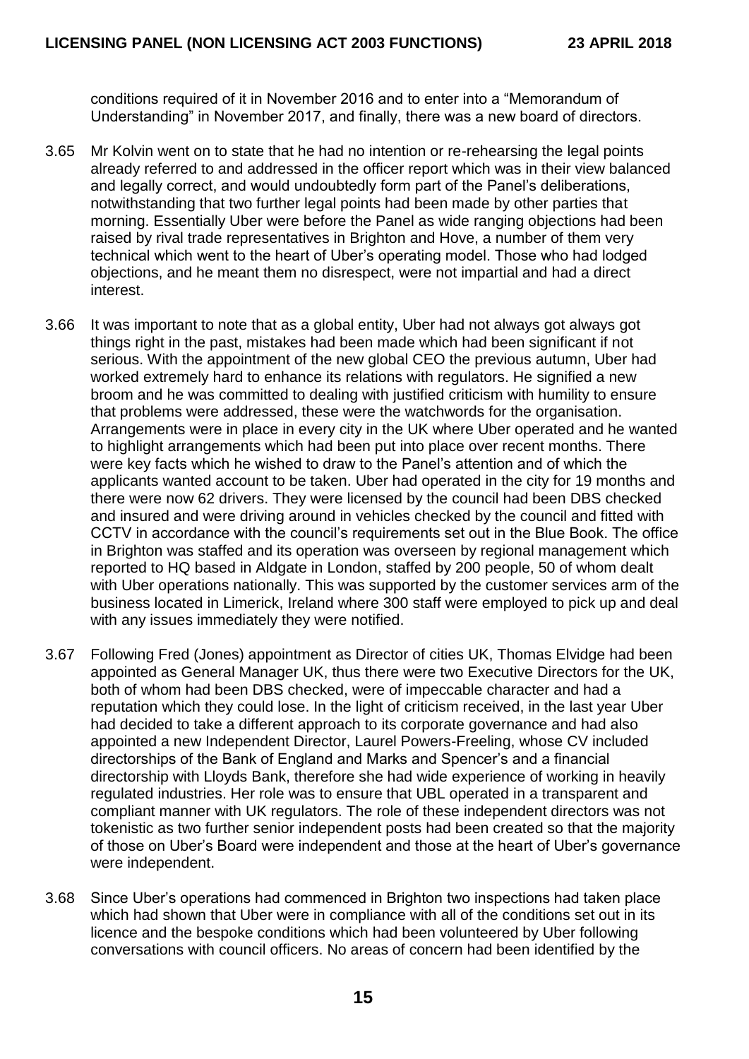conditions required of it in November 2016 and to enter into a "Memorandum of Understanding" in November 2017, and finally, there was a new board of directors.

3.65 Mr Kolvin went on to state that he had no intention or re-rehearsing the legal points already referred to and addressed in the officer report which was in their view balanced and legally correct, and would undoubtedly form part of the Panel's deliberations, notwithstanding that two further legal points had been made by other parties that morning. Essentially Uber were before the Panel as wide ranging objections had been raised by rival trade representatives in Brighton and Hove, a number of them very technical which went to the heart of Uber's operating model. Those who had lodged objections, and he meant them no disrespect, were not impartial and had a direct interest.

3.66 It was important to note that as a global entity, Uber had not always got always got things right in the past, mistakes had been made which had been significant if not serious. With the appointment of the new global CEO the previous autumn, Uber had worked extremely hard to enhance its relations with regulators. He signified a new broom and he was committed to dealing with justified criticism with humility to ensure that problems were addressed, these were the watchwords for the organisation. Arrangements were in place in every city in the UK where Uber operated and he wanted to highlight arrangements which had been put into place over recent months. There were key facts which he wished to draw to the Panel's attention and of which the applicants wanted account to be taken. Uber had operated in the city for 19 months and there were now 62 drivers. They were licensed by the council had been DBS checked and insured and were driving around in vehicles checked by the council and fitted with CCTV in accordance with the council's requirements set out in the Blue Book. The office in Brighton was staffed and its operation was overseen by regional management which reported to HQ based in Aldgate in London, staffed by 200 people, 50 of whom dealt with Uber operations nationally. This was supported by the customer services arm of the business located in Limerick, Ireland where 300 staff were employed to pick up and deal with any issues immediately they were notified.

3.67 Following Fred (Jones) appointment as Director of cities UK, Thomas Elvidge had been appointed as General Manager UK, thus there were two Executive Directors for the UK, both of whom had been DBS checked, were of impeccable character and had a reputation which they could lose. In the light of criticism received, in the last year Uber had decided to take a different approach to its corporate governance and had also appointed a new Independent Director, Laurel Powers-Freeling, whose CV included directorships of the Bank of England and Marks and Spencer's and a financial directorship with Lloyds Bank, therefore she had wide experience of working in heavily regulated industries. Her role was to ensure that UBL operated in a transparent and compliant manner with UK regulators. The role of these independent directors was not tokenistic as two further senior independent posts had been created so that the majority of those on Uber's Board were independent and those at the heart of Uber's governance were independent.

3.68 Since Uber's operations had commenced in Brighton two inspections had taken place which had shown that Uber were in compliance with all of the conditions set out in its licence and the bespoke conditions which had been volunteered by Uber following conversations with council officers. No areas of concern had been identified by the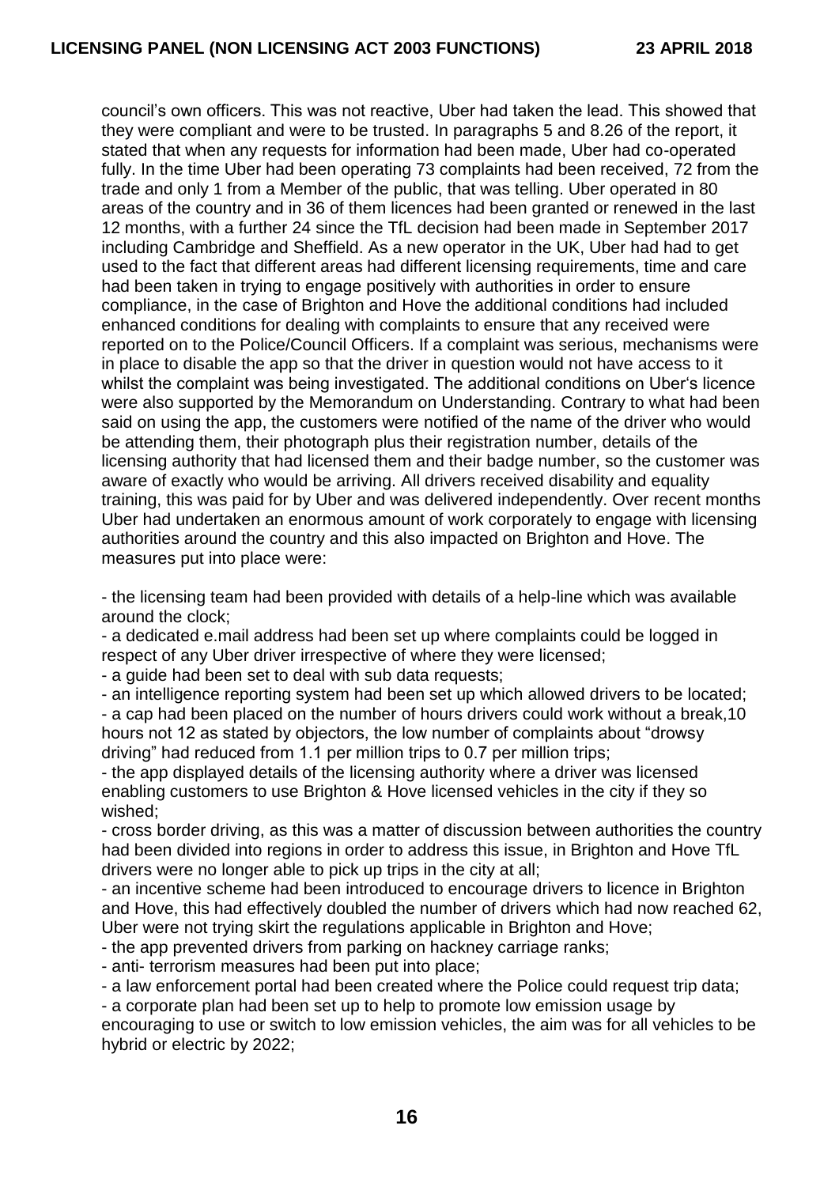council's own officers. This was not reactive, Uber had taken the lead. This showed that they were compliant and were to be trusted. In paragraphs 5 and 8.26 of the report, it stated that when any requests for information had been made, Uber had co-operated fully. In the time Uber had been operating 73 complaints had been received, 72 from the trade and only 1 from a Member of the public, that was telling. Uber operated in 80 areas of the country and in 36 of them licences had been granted or renewed in the last 12 months, with a further 24 since the TfL decision had been made in September 2017 including Cambridge and Sheffield. As a new operator in the UK, Uber had had to get used to the fact that different areas had different licensing requirements, time and care had been taken in trying to engage positively with authorities in order to ensure compliance, in the case of Brighton and Hove the additional conditions had included enhanced conditions for dealing with complaints to ensure that any received were reported on to the Police/Council Officers. If a complaint was serious, mechanisms were in place to disable the app so that the driver in question would not have access to it whilst the complaint was being investigated. The additional conditions on Uber's licence were also supported by the Memorandum on Understanding. Contrary to what had been said on using the app, the customers were notified of the name of the driver who would be attending them, their photograph plus their registration number, details of the licensing authority that had licensed them and their badge number, so the customer was aware of exactly who would be arriving. All drivers received disability and equality training, this was paid for by Uber and was delivered independently. Over recent months Uber had undertaken an enormous amount of work corporately to engage with licensing authorities around the country and this also impacted on Brighton and Hove. The measures put into place were:

- the licensing team had been provided with details of a help-line which was available around the clock;
- a dedicated e.mail address had been set up where complaints could be logged in respect of any Uber driver irrespective of where they were licensed;
- a guide had been set to deal with sub data requests;
- an intelligence reporting system had been set up which allowed drivers to be located;
- a cap had been placed on the number of hours drivers could work without a break,10 hours not 12 as stated by objectors, the low number of complaints about "drowsy driving" had reduced from 1.1 per million trips to 0.7 per million trips;
- the app displayed details of the licensing authority where a driver was licensed enabling customers to use Brighton & Hove licensed vehicles in the city if they so wished;
- cross border driving, as this was a matter of discussion between authorities the country had been divided into regions in order to address this issue, in Brighton and Hove TfL drivers were no longer able to pick up trips in the city at all;
- an incentive scheme had been introduced to encourage drivers to licence in Brighton and Hove, this had effectively doubled the number of drivers which had now reached 62, Uber were not trying skirt the regulations applicable in Brighton and Hove;
- the app prevented drivers from parking on hackney carriage ranks;
- anti- terrorism measures had been put into place;
- a law enforcement portal had been created where the Police could request trip data;
- a corporate plan had been set up to help to promote low emission usage by encouraging to use or switch to low emission vehicles, the aim was for all vehicles to be hybrid or electric by 2022;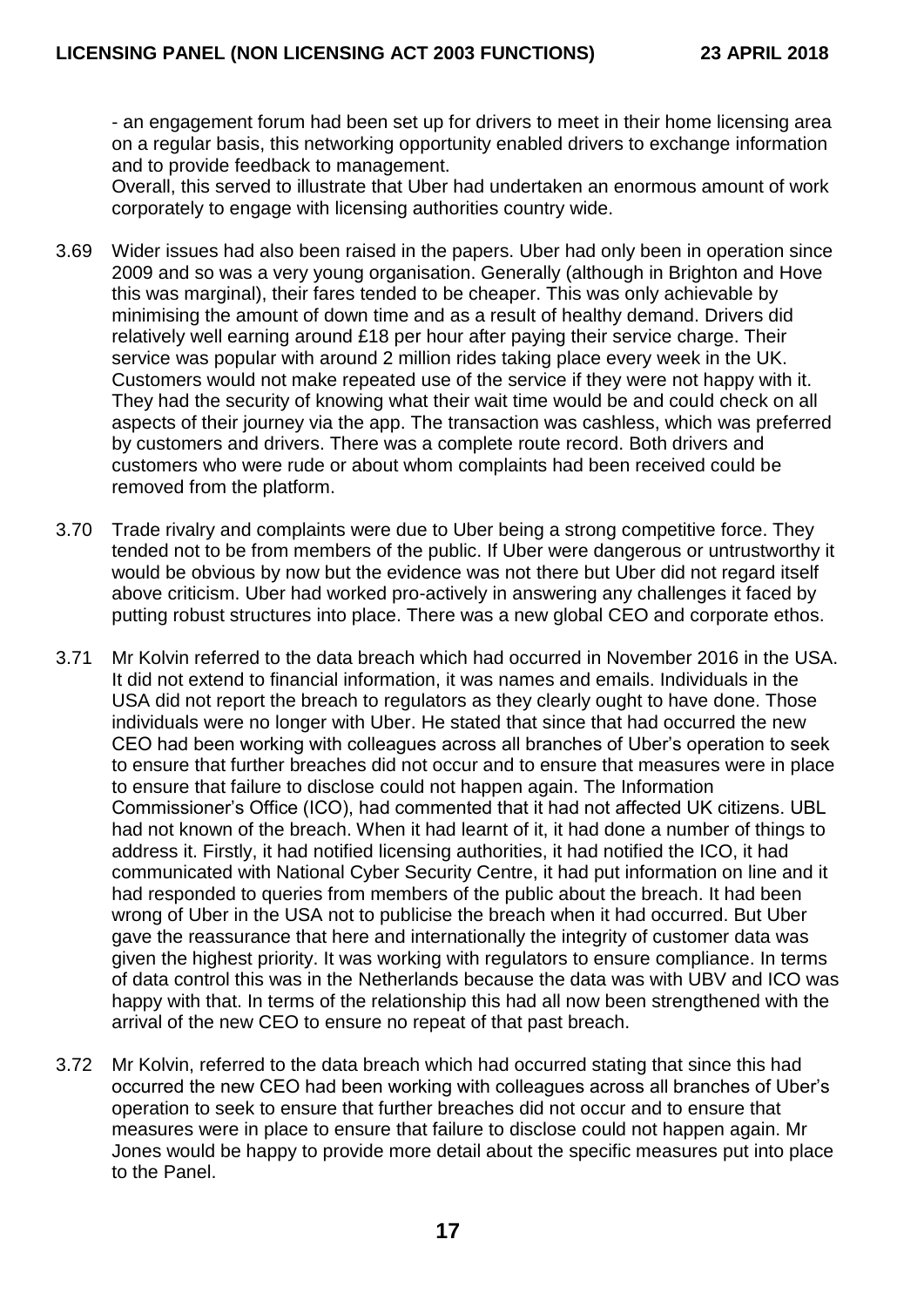- an engagement forum had been set up for drivers to meet in their home licensing area on a regular basis, this networking opportunity enabled drivers to exchange information and to provide feedback to management.

Overall, this served to illustrate that Uber had undertaken an enormous amount of work corporately to engage with licensing authorities country wide.

3.69 Wider issues had also been raised in the papers. Uber had only been in operation since 2009 and so was a very young organisation. Generally (although in Brighton and Hove this was marginal), their fares tended to be cheaper. This was only achievable by minimising the amount of down time and as a result of healthy demand. Drivers did relatively well earning around £18 per hour after paying their service charge. Their service was popular with around 2 million rides taking place every week in the UK. Customers would not make repeated use of the service if they were not happy with it. They had the security of knowing what their wait time would be and could check on all aspects of their journey via the app. The transaction was cashless, which was preferred by customers and drivers. There was a complete route record. Both drivers and customers who were rude or about whom complaints had been received could be removed from the platform.

3.70 Trade rivalry and complaints were due to Uber being a strong competitive force. They tended not to be from members of the public. If Uber were dangerous or untrustworthy it would be obvious by now but the evidence was not there but Uber did not regard itself above criticism. Uber had worked pro-actively in answering any challenges it faced by putting robust structures into place. There was a new global CEO and corporate ethos.

3.71 Mr Kolvin referred to the data breach which had occurred in November 2016 in the USA. It did not extend to financial information, it was names and emails. Individuals in the USA did not report the breach to regulators as they clearly ought to have done. Those individuals were no longer with Uber. He stated that since that had occurred the new CEO had been working with colleagues across all branches of Uber's operation to seek to ensure that further breaches did not occur and to ensure that measures were in place to ensure that failure to disclose could not happen again. The Information Commissioner's Office (ICO), had commented that it had not affected UK citizens. UBL had not known of the breach. When it had learnt of it, it had done a number of things to address it. Firstly, it had notified licensing authorities, it had notified the ICO, it had communicated with National Cyber Security Centre, it had put information on line and it had responded to queries from members of the public about the breach. It had been wrong of Uber in the USA not to publicise the breach when it had occurred. But Uber gave the reassurance that here and internationally the integrity of customer data was given the highest priority. It was working with regulators to ensure compliance. In terms of data control this was in the Netherlands because the data was with UBV and ICO was happy with that. In terms of the relationship this had all now been strengthened with the arrival of the new CEO to ensure no repeat of that past breach.

3.72 Mr Kolvin, referred to the data breach which had occurred stating that since this had occurred the new CEO had been working with colleagues across all branches of Uber's operation to seek to ensure that further breaches did not occur and to ensure that measures were in place to ensure that failure to disclose could not happen again. Mr Jones would be happy to provide more detail about the specific measures put into place to the Panel.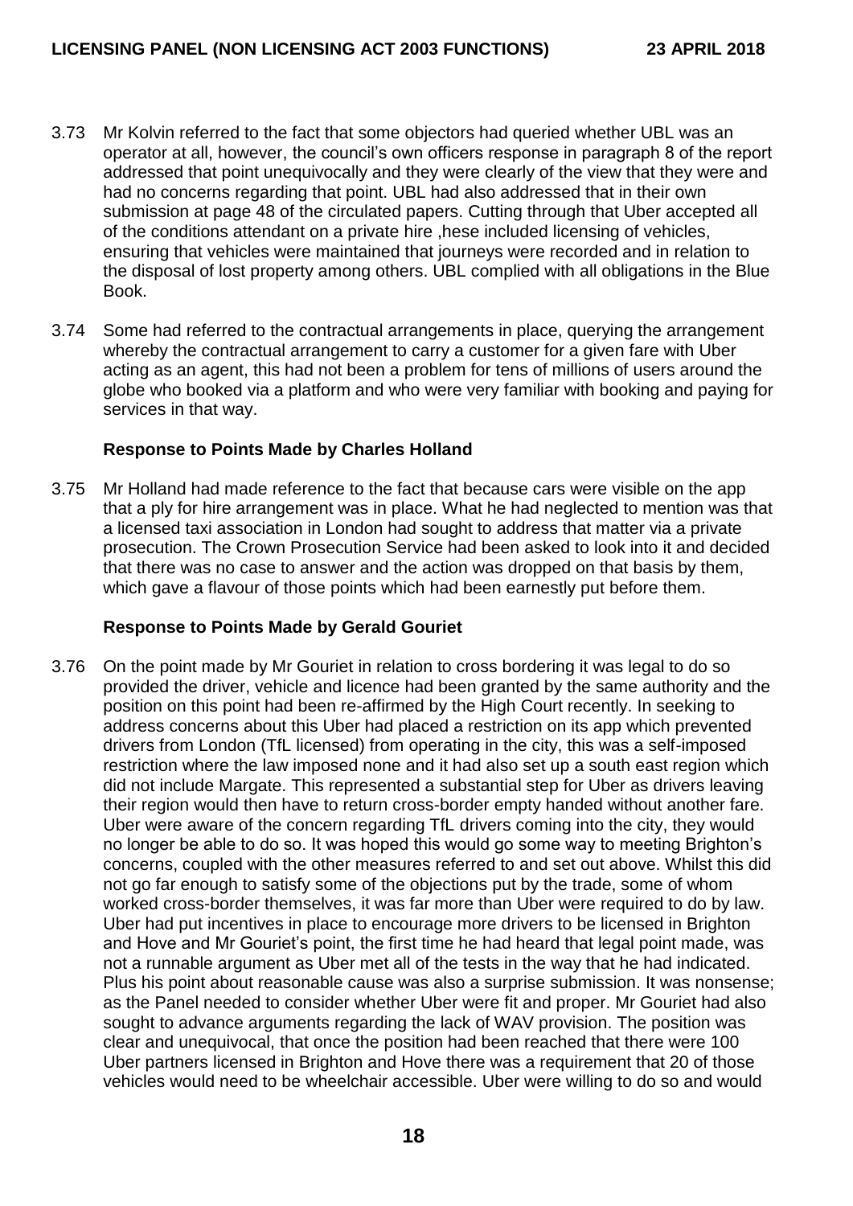3.73 Mr Kolvin referred to the fact that some objectors had queried whether UBL was an operator at all, however, the council's own officers response in paragraph 8 of the report addressed that point unequivocally and they were clearly of the view that they were and had no concerns regarding that point. UBL had also addressed that in their own submission at page 48 of the circulated papers. Cutting through that Uber accepted all of the conditions attendant on a private hire ,hese included licensing of vehicles, ensuring that vehicles were maintained that journeys were recorded and in relation to the disposal of lost property among others. UBL complied with all obligations in the Blue Book.

3.74 Some had referred to the contractual arrangements in place, querying the arrangement whereby the contractual arrangement to carry a customer for a given fare with Uber acting as an agent, this had not been a problem for tens of millions of users around the globe who booked via a platform and who were very familiar with booking and paying for services in that way.

**Response to Points Made by Charles Holland**

3.75 Mr Holland had made reference to the fact that because cars were visible on the app that a ply for hire arrangement was in place. What he had neglected to mention was that a licensed taxi association in London had sought to address that matter via a private prosecution. The Crown Prosecution Service had been asked to look into it and decided that there was no case to answer and the action was dropped on that basis by them, which gave a flavour of those points which had been earnestly put before them.

**Response to Points Made by Gerald Gouriet**

3.76 On the point made by Mr Gouriet in relation to cross bordering it was legal to do so provided the driver, vehicle and licence had been granted by the same authority and the position on this point had been re-affirmed by the High Court recently. In seeking to address concerns about this Uber had placed a restriction on its app which prevented drivers from London (TfL licensed) from operating in the city, this was a self-imposed restriction where the law imposed none and it had also set up a south east region which did not include Margate. This represented a substantial step for Uber as drivers leaving their region would then have to return cross-border empty handed without another fare. Uber were aware of the concern regarding TfL drivers coming into the city, they would no longer be able to do so. It was hoped this would go some way to meeting Brighton's concerns, coupled with the other measures referred to and set out above. Whilst this did not go far enough to satisfy some of the objections put by the trade, some of whom worked cross-border themselves, it was far more than Uber were required to do by law. Uber had put incentives in place to encourage more drivers to be licensed in Brighton and Hove and Mr Gouriet's point, the first time he had heard that legal point made, was not a runnable argument as Uber met all of the tests in the way that he had indicated. Plus his point about reasonable cause was also a surprise submission. It was nonsense; as the Panel needed to consider whether Uber were fit and proper. Mr Gouriet had also sought to advance arguments regarding the lack of WAV provision. The position was clear and unequivocal, that once the position had been reached that there were 100 Uber partners licensed in Brighton and Hove there was a requirement that 20 of those vehicles would need to be wheelchair accessible. Uber were willing to do so and would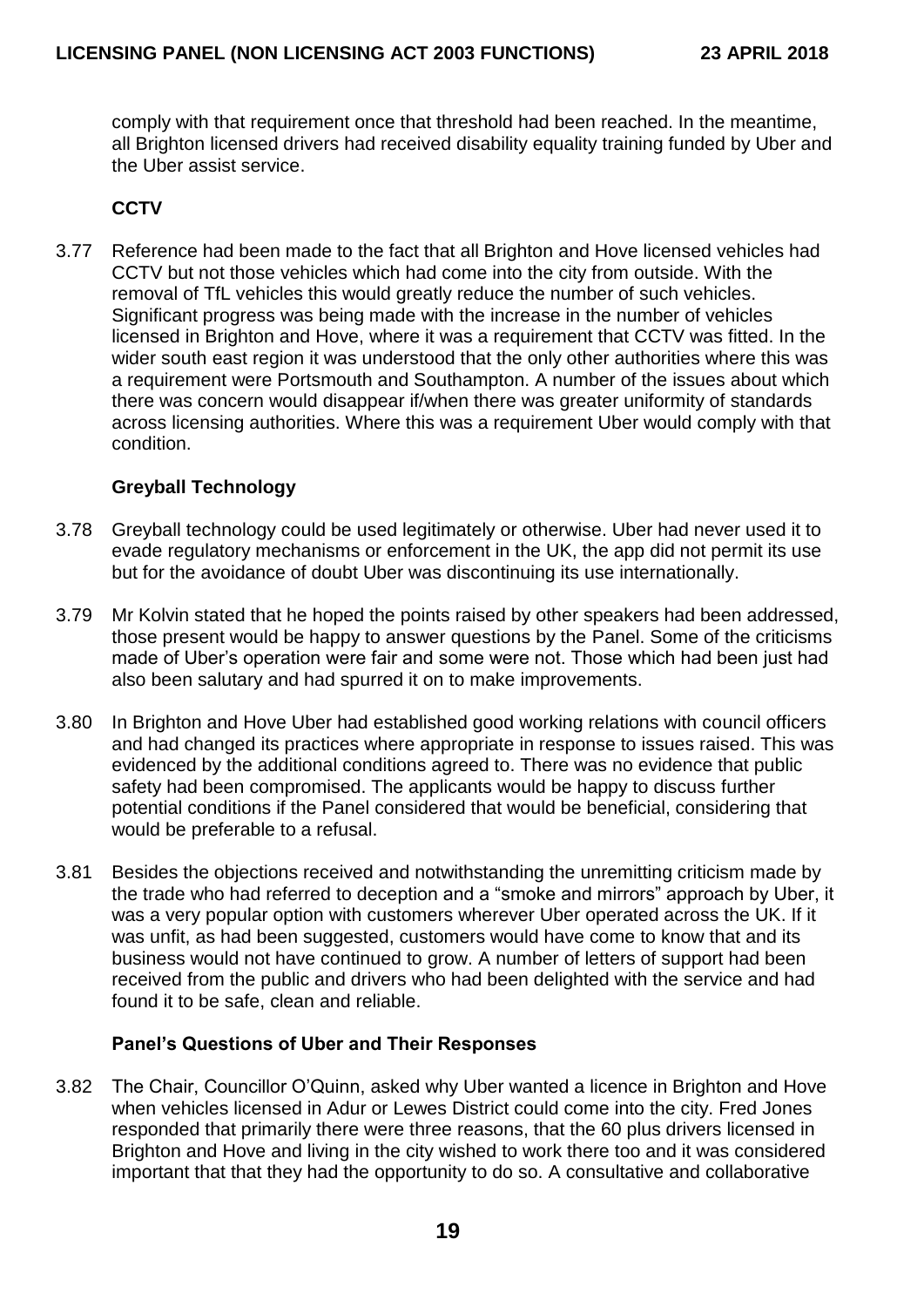comply with that requirement once that threshold had been reached. In the meantime, all Brighton licensed drivers had received disability equality training funded by Uber and the Uber assist service.

**CCTV**

3.77 Reference had been made to the fact that all Brighton and Hove licensed vehicles had CCTV but not those vehicles which had come into the city from outside. With the removal of TfL vehicles this would greatly reduce the number of such vehicles. Significant progress was being made with the increase in the number of vehicles licensed in Brighton and Hove, where it was a requirement that CCTV was fitted. In the wider south east region it was understood that the only other authorities where this was a requirement were Portsmouth and Southampton. A number of the issues about which there was concern would disappear if/when there was greater uniformity of standards across licensing authorities. Where this was a requirement Uber would comply with that condition.

**Greyball Technology**

3.78 Greyball technology could be used legitimately or otherwise. Uber had never used it to evade regulatory mechanisms or enforcement in the UK, the app did not permit its use but for the avoidance of doubt Uber was discontinuing its use internationally.

3.79 Mr Kolvin stated that he hoped the points raised by other speakers had been addressed, those present would be happy to answer questions by the Panel. Some of the criticisms made of Uber's operation were fair and some were not. Those which had been just had also been salutary and had spurred it on to make improvements.

3.80 In Brighton and Hove Uber had established good working relations with council officers and had changed its practices where appropriate in response to issues raised. This was evidenced by the additional conditions agreed to. There was no evidence that public safety had been compromised. The applicants would be happy to discuss further potential conditions if the Panel considered that would be beneficial, considering that would be preferable to a refusal.

3.81 Besides the objections received and notwithstanding the unremitting criticism made by the trade who had referred to deception and a "smoke and mirrors" approach by Uber, it was a very popular option with customers wherever Uber operated across the UK. If it was unfit, as had been suggested, customers would have come to know that and its business would not have continued to grow. A number of letters of support had been received from the public and drivers who had been delighted with the service and had found it to be safe, clean and reliable.

**Panel's Questions of Uber and Their Responses**

3.82 The Chair, Councillor O'Quinn, asked why Uber wanted a licence in Brighton and Hove when vehicles licensed in Adur or Lewes District could come into the city. Fred Jones responded that primarily there were three reasons, that the 60 plus drivers licensed in Brighton and Hove and living in the city wished to work there too and it was considered important that that they had the opportunity to do so. A consultative and collaborative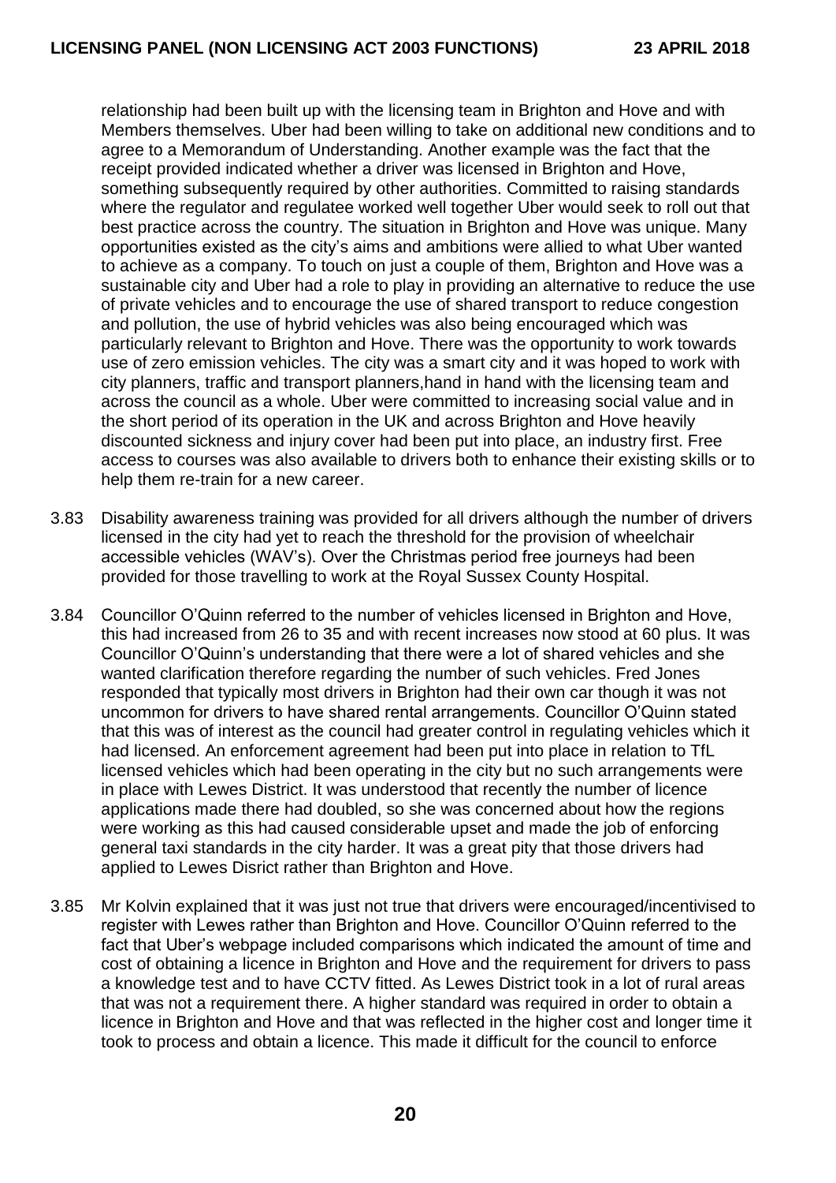relationship had been built up with the licensing team in Brighton and Hove and with Members themselves. Uber had been willing to take on additional new conditions and to agree to a Memorandum of Understanding. Another example was the fact that the receipt provided indicated whether a driver was licensed in Brighton and Hove, something subsequently required by other authorities. Committed to raising standards where the regulator and regulatee worked well together Uber would seek to roll out that best practice across the country. The situation in Brighton and Hove was unique. Many opportunities existed as the city's aims and ambitions were allied to what Uber wanted to achieve as a company. To touch on just a couple of them, Brighton and Hove was a sustainable city and Uber had a role to play in providing an alternative to reduce the use of private vehicles and to encourage the use of shared transport to reduce congestion and pollution, the use of hybrid vehicles was also being encouraged which was particularly relevant to Brighton and Hove. There was the opportunity to work towards use of zero emission vehicles. The city was a smart city and it was hoped to work with city planners, traffic and transport planners,hand in hand with the licensing team and across the council as a whole. Uber were committed to increasing social value and in the short period of its operation in the UK and across Brighton and Hove heavily discounted sickness and injury cover had been put into place, an industry first. Free access to courses was also available to drivers both to enhance their existing skills or to help them re-train for a new career.

3.83 Disability awareness training was provided for all drivers although the number of drivers licensed in the city had yet to reach the threshold for the provision of wheelchair accessible vehicles (WAV's). Over the Christmas period free journeys had been provided for those travelling to work at the Royal Sussex County Hospital.

3.84 Councillor O'Quinn referred to the number of vehicles licensed in Brighton and Hove, this had increased from 26 to 35 and with recent increases now stood at 60 plus. It was Councillor O'Quinn's understanding that there were a lot of shared vehicles and she wanted clarification therefore regarding the number of such vehicles. Fred Jones responded that typically most drivers in Brighton had their own car though it was not uncommon for drivers to have shared rental arrangements. Councillor O'Quinn stated that this was of interest as the council had greater control in regulating vehicles which it had licensed. An enforcement agreement had been put into place in relation to TfL licensed vehicles which had been operating in the city but no such arrangements were in place with Lewes District. It was understood that recently the number of licence applications made there had doubled, so she was concerned about how the regions were working as this had caused considerable upset and made the job of enforcing general taxi standards in the city harder. It was a great pity that those drivers had applied to Lewes Disrict rather than Brighton and Hove.

3.85 Mr Kolvin explained that it was just not true that drivers were encouraged/incentivised to register with Lewes rather than Brighton and Hove. Councillor O'Quinn referred to the fact that Uber's webpage included comparisons which indicated the amount of time and cost of obtaining a licence in Brighton and Hove and the requirement for drivers to pass a knowledge test and to have CCTV fitted. As Lewes District took in a lot of rural areas that was not a requirement there. A higher standard was required in order to obtain a licence in Brighton and Hove and that was reflected in the higher cost and longer time it took to process and obtain a licence. This made it difficult for the council to enforce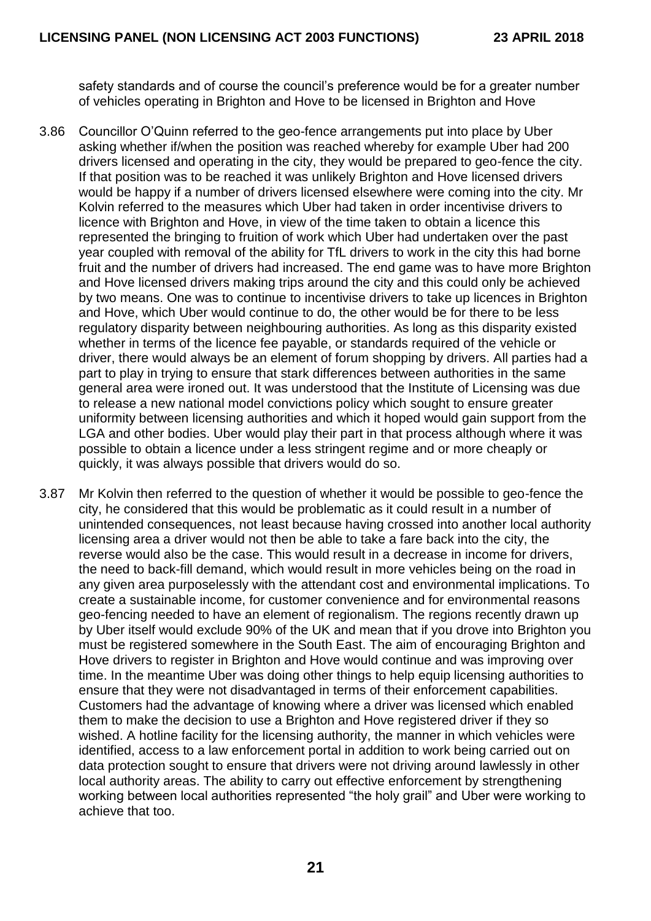safety standards and of course the council's preference would be for a greater number of vehicles operating in Brighton and Hove to be licensed in Brighton and Hove

3.86 Councillor O'Quinn referred to the geo-fence arrangements put into place by Uber asking whether if/when the position was reached whereby for example Uber had 200 drivers licensed and operating in the city, they would be prepared to geo-fence the city. If that position was to be reached it was unlikely Brighton and Hove licensed drivers would be happy if a number of drivers licensed elsewhere were coming into the city. Mr Kolvin referred to the measures which Uber had taken in order incentivise drivers to licence with Brighton and Hove, in view of the time taken to obtain a licence this represented the bringing to fruition of work which Uber had undertaken over the past year coupled with removal of the ability for TfL drivers to work in the city this had borne fruit and the number of drivers had increased. The end game was to have more Brighton and Hove licensed drivers making trips around the city and this could only be achieved by two means. One was to continue to incentivise drivers to take up licences in Brighton and Hove, which Uber would continue to do, the other would be for there to be less regulatory disparity between neighbouring authorities. As long as this disparity existed whether in terms of the licence fee payable, or standards required of the vehicle or driver, there would always be an element of forum shopping by drivers. All parties had a part to play in trying to ensure that stark differences between authorities in the same general area were ironed out. It was understood that the Institute of Licensing was due to release a new national model convictions policy which sought to ensure greater uniformity between licensing authorities and which it hoped would gain support from the LGA and other bodies. Uber would play their part in that process although where it was possible to obtain a licence under a less stringent regime and or more cheaply or quickly, it was always possible that drivers would do so.

3.87 Mr Kolvin then referred to the question of whether it would be possible to geo-fence the city, he considered that this would be problematic as it could result in a number of unintended consequences, not least because having crossed into another local authority licensing area a driver would not then be able to take a fare back into the city, the reverse would also be the case. This would result in a decrease in income for drivers, the need to back-fill demand, which would result in more vehicles being on the road in any given area purposelessly with the attendant cost and environmental implications. To create a sustainable income, for customer convenience and for environmental reasons geo-fencing needed to have an element of regionalism. The regions recently drawn up by Uber itself would exclude 90% of the UK and mean that if you drove into Brighton you must be registered somewhere in the South East. The aim of encouraging Brighton and Hove drivers to register in Brighton and Hove would continue and was improving over time. In the meantime Uber was doing other things to help equip licensing authorities to ensure that they were not disadvantaged in terms of their enforcement capabilities. Customers had the advantage of knowing where a driver was licensed which enabled them to make the decision to use a Brighton and Hove registered driver if they so wished. A hotline facility for the licensing authority, the manner in which vehicles were identified, access to a law enforcement portal in addition to work being carried out on data protection sought to ensure that drivers were not driving around lawlessly in other local authority areas. The ability to carry out effective enforcement by strengthening working between local authorities represented "the holy grail" and Uber were working to achieve that too.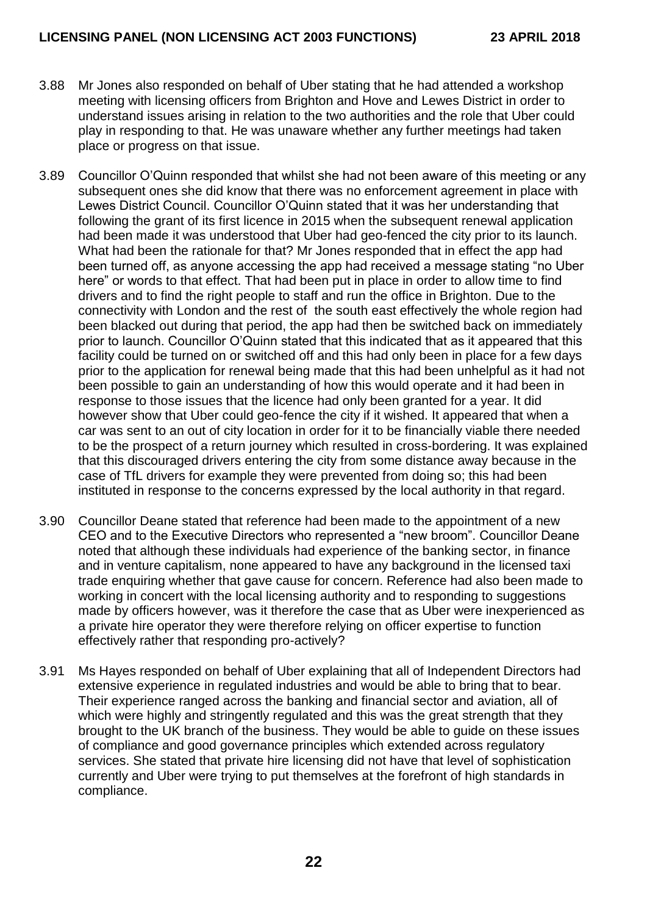3.88 Mr Jones also responded on behalf of Uber stating that he had attended a workshop meeting with licensing officers from Brighton and Hove and Lewes District in order to understand issues arising in relation to the two authorities and the role that Uber could play in responding to that. He was unaware whether any further meetings had taken place or progress on that issue.

3.89 Councillor O'Quinn responded that whilst she had not been aware of this meeting or any subsequent ones she did know that there was no enforcement agreement in place with Lewes District Council. Councillor O'Quinn stated that it was her understanding that following the grant of its first licence in 2015 when the subsequent renewal application had been made it was understood that Uber had geo-fenced the city prior to its launch. What had been the rationale for that? Mr Jones responded that in effect the app had been turned off, as anyone accessing the app had received a message stating "no Uber here" or words to that effect. That had been put in place in order to allow time to find drivers and to find the right people to staff and run the office in Brighton. Due to the connectivity with London and the rest of the south east effectively the whole region had been blacked out during that period, the app had then be switched back on immediately prior to launch. Councillor O'Quinn stated that this indicated that as it appeared that this facility could be turned on or switched off and this had only been in place for a few days prior to the application for renewal being made that this had been unhelpful as it had not been possible to gain an understanding of how this would operate and it had been in response to those issues that the licence had only been granted for a year. It did however show that Uber could geo-fence the city if it wished. It appeared that when a car was sent to an out of city location in order for it to be financially viable there needed to be the prospect of a return journey which resulted in cross-bordering. It was explained that this discouraged drivers entering the city from some distance away because in the case of TfL drivers for example they were prevented from doing so; this had been instituted in response to the concerns expressed by the local authority in that regard.

3.90 Councillor Deane stated that reference had been made to the appointment of a new CEO and to the Executive Directors who represented a "new broom". Councillor Deane noted that although these individuals had experience of the banking sector, in finance and in venture capitalism, none appeared to have any background in the licensed taxi trade enquiring whether that gave cause for concern. Reference had also been made to working in concert with the local licensing authority and to responding to suggestions made by officers however, was it therefore the case that as Uber were inexperienced as a private hire operator they were therefore relying on officer expertise to function effectively rather that responding pro-actively?

3.91 Ms Hayes responded on behalf of Uber explaining that all of Independent Directors had extensive experience in regulated industries and would be able to bring that to bear. Their experience ranged across the banking and financial sector and aviation, all of which were highly and stringently regulated and this was the great strength that they brought to the UK branch of the business. They would be able to guide on these issues of compliance and good governance principles which extended across regulatory services. She stated that private hire licensing did not have that level of sophistication currently and Uber were trying to put themselves at the forefront of high standards in compliance.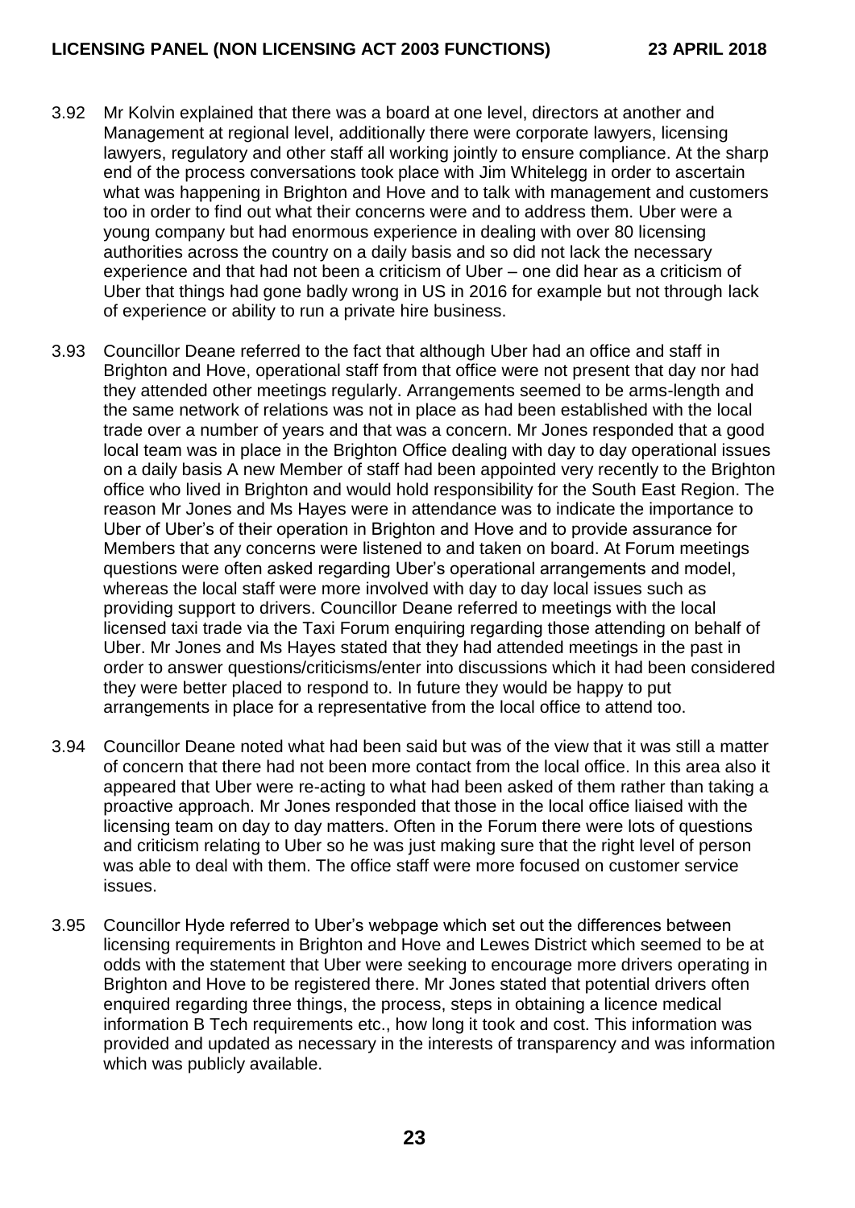3.92 Mr Kolvin explained that there was a board at one level, directors at another and Management at regional level, additionally there were corporate lawyers, licensing lawyers, regulatory and other staff all working jointly to ensure compliance. At the sharp end of the process conversations took place with Jim Whitelegg in order to ascertain what was happening in Brighton and Hove and to talk with management and customers too in order to find out what their concerns were and to address them. Uber were a young company but had enormous experience in dealing with over 80 licensing authorities across the country on a daily basis and so did not lack the necessary experience and that had not been a criticism of Uber – one did hear as a criticism of Uber that things had gone badly wrong in US in 2016 for example but not through lack of experience or ability to run a private hire business.

3.93 Councillor Deane referred to the fact that although Uber had an office and staff in Brighton and Hove, operational staff from that office were not present that day nor had they attended other meetings regularly. Arrangements seemed to be arms-length and the same network of relations was not in place as had been established with the local trade over a number of years and that was a concern. Mr Jones responded that a good local team was in place in the Brighton Office dealing with day to day operational issues on a daily basis A new Member of staff had been appointed very recently to the Brighton office who lived in Brighton and would hold responsibility for the South East Region. The reason Mr Jones and Ms Hayes were in attendance was to indicate the importance to Uber of Uber's of their operation in Brighton and Hove and to provide assurance for Members that any concerns were listened to and taken on board. At Forum meetings questions were often asked regarding Uber's operational arrangements and model, whereas the local staff were more involved with day to day local issues such as providing support to drivers. Councillor Deane referred to meetings with the local licensed taxi trade via the Taxi Forum enquiring regarding those attending on behalf of Uber. Mr Jones and Ms Hayes stated that they had attended meetings in the past in order to answer questions/criticisms/enter into discussions which it had been considered they were better placed to respond to. In future they would be happy to put arrangements in place for a representative from the local office to attend too.

3.94 Councillor Deane noted what had been said but was of the view that it was still a matter of concern that there had not been more contact from the local office. In this area also it appeared that Uber were re-acting to what had been asked of them rather than taking a proactive approach. Mr Jones responded that those in the local office liaised with the licensing team on day to day matters. Often in the Forum there were lots of questions and criticism relating to Uber so he was just making sure that the right level of person was able to deal with them. The office staff were more focused on customer service issues.

3.95 Councillor Hyde referred to Uber's webpage which set out the differences between licensing requirements in Brighton and Hove and Lewes District which seemed to be at odds with the statement that Uber were seeking to encourage more drivers operating in Brighton and Hove to be registered there. Mr Jones stated that potential drivers often enquired regarding three things, the process, steps in obtaining a licence medical information B Tech requirements etc., how long it took and cost. This information was provided and updated as necessary in the interests of transparency and was information which was publicly available.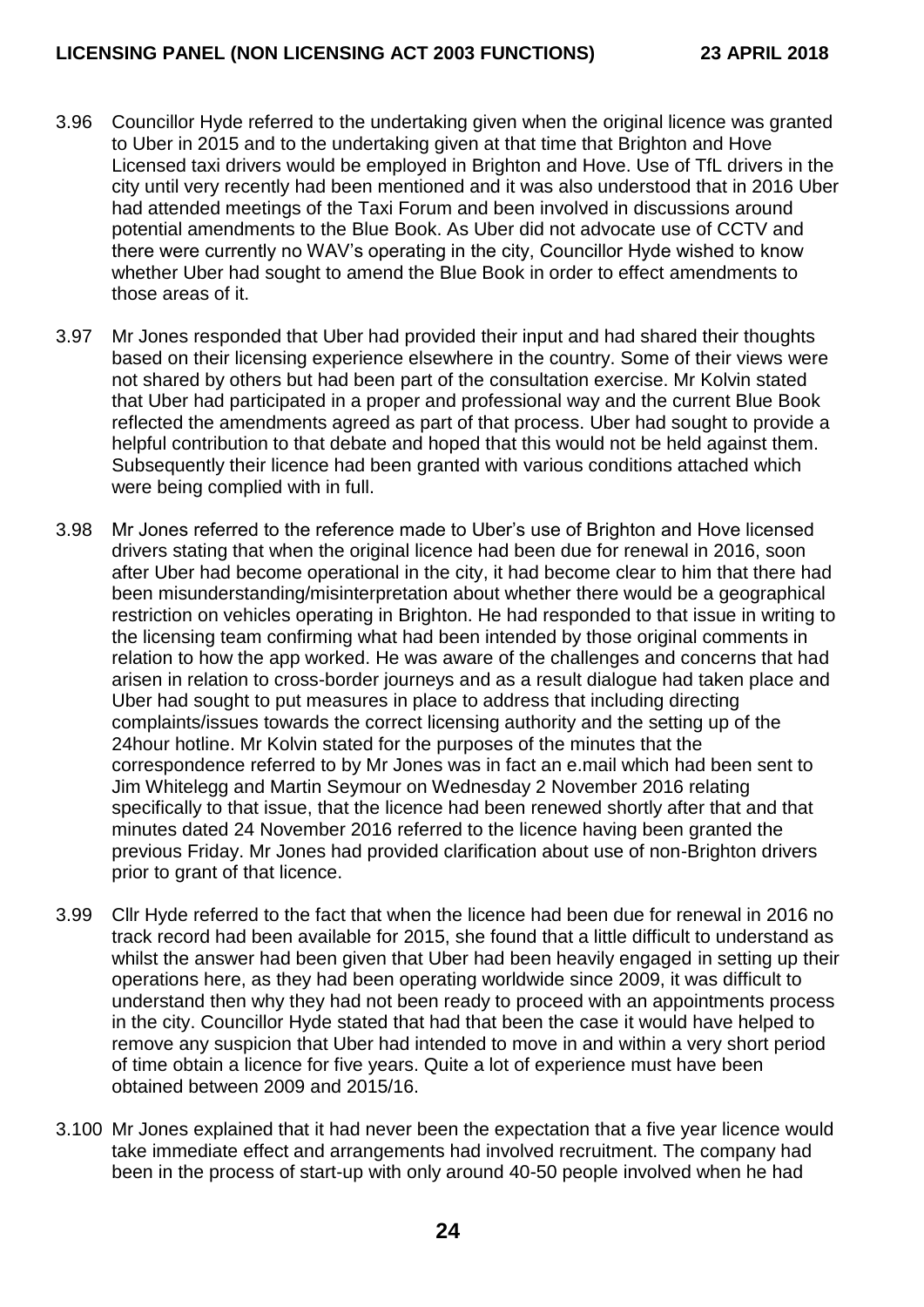3.96 Councillor Hyde referred to the undertaking given when the original licence was granted to Uber in 2015 and to the undertaking given at that time that Brighton and Hove Licensed taxi drivers would be employed in Brighton and Hove. Use of TfL drivers in the city until very recently had been mentioned and it was also understood that in 2016 Uber had attended meetings of the Taxi Forum and been involved in discussions around potential amendments to the Blue Book. As Uber did not advocate use of CCTV and there were currently no WAV's operating in the city, Councillor Hyde wished to know whether Uber had sought to amend the Blue Book in order to effect amendments to those areas of it.

3.97 Mr Jones responded that Uber had provided their input and had shared their thoughts based on their licensing experience elsewhere in the country. Some of their views were not shared by others but had been part of the consultation exercise. Mr Kolvin stated that Uber had participated in a proper and professional way and the current Blue Book reflected the amendments agreed as part of that process. Uber had sought to provide a helpful contribution to that debate and hoped that this would not be held against them. Subsequently their licence had been granted with various conditions attached which were being complied with in full.

3.98 Mr Jones referred to the reference made to Uber's use of Brighton and Hove licensed drivers stating that when the original licence had been due for renewal in 2016, soon after Uber had become operational in the city, it had become clear to him that there had been misunderstanding/misinterpretation about whether there would be a geographical restriction on vehicles operating in Brighton. He had responded to that issue in writing to the licensing team confirming what had been intended by those original comments in relation to how the app worked. He was aware of the challenges and concerns that had arisen in relation to cross-border journeys and as a result dialogue had taken place and Uber had sought to put measures in place to address that including directing complaints/issues towards the correct licensing authority and the setting up of the 24hour hotline. Mr Kolvin stated for the purposes of the minutes that the correspondence referred to by Mr Jones was in fact an e.mail which had been sent to Jim Whitelegg and Martin Seymour on Wednesday 2 November 2016 relating specifically to that issue, that the licence had been renewed shortly after that and that minutes dated 24 November 2016 referred to the licence having been granted the previous Friday. Mr Jones had provided clarification about use of non-Brighton drivers prior to grant of that licence.

3.99 Cllr Hyde referred to the fact that when the licence had been due for renewal in 2016 no track record had been available for 2015, she found that a little difficult to understand as whilst the answer had been given that Uber had been heavily engaged in setting up their operations here, as they had been operating worldwide since 2009, it was difficult to understand then why they had not been ready to proceed with an appointments process in the city. Councillor Hyde stated that had that been the case it would have helped to remove any suspicion that Uber had intended to move in and within a very short period of time obtain a licence for five years. Quite a lot of experience must have been obtained between 2009 and 2015/16.

3.100 Mr Jones explained that it had never been the expectation that a five year licence would take immediate effect and arrangements had involved recruitment. The company had been in the process of start-up with only around 40-50 people involved when he had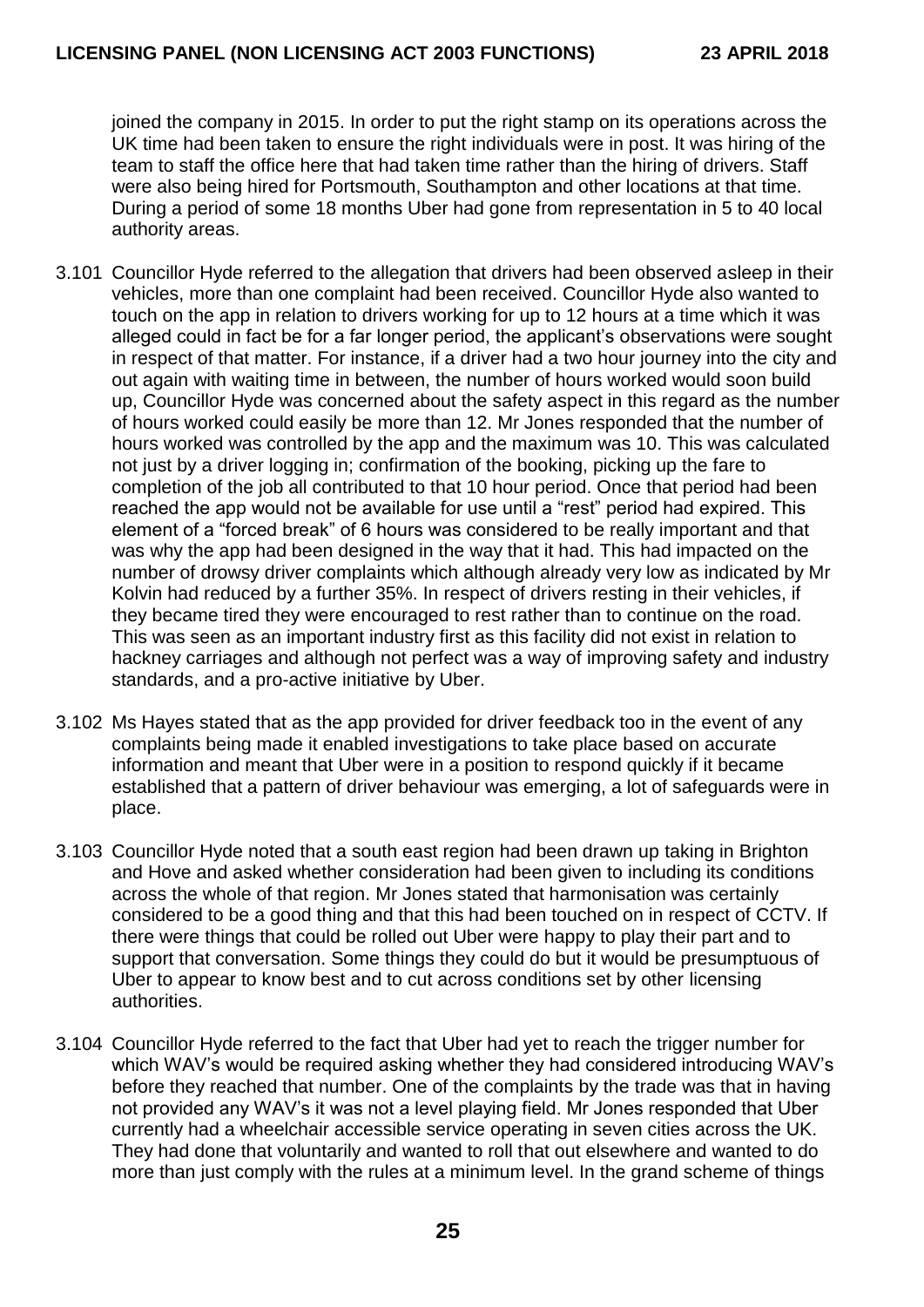joined the company in 2015. In order to put the right stamp on its operations across the UK time had been taken to ensure the right individuals were in post. It was hiring of the team to staff the office here that had taken time rather than the hiring of drivers. Staff were also being hired for Portsmouth, Southampton and other locations at that time. During a period of some 18 months Uber had gone from representation in 5 to 40 local authority areas.

3.101 Councillor Hyde referred to the allegation that drivers had been observed asleep in their vehicles, more than one complaint had been received. Councillor Hyde also wanted to touch on the app in relation to drivers working for up to 12 hours at a time which it was alleged could in fact be for a far longer period, the applicant's observations were sought in respect of that matter. For instance, if a driver had a two hour journey into the city and out again with waiting time in between, the number of hours worked would soon build up, Councillor Hyde was concerned about the safety aspect in this regard as the number of hours worked could easily be more than 12. Mr Jones responded that the number of hours worked was controlled by the app and the maximum was 10. This was calculated not just by a driver logging in; confirmation of the booking, picking up the fare to completion of the job all contributed to that 10 hour period. Once that period had been reached the app would not be available for use until a "rest" period had expired. This element of a "forced break" of 6 hours was considered to be really important and that was why the app had been designed in the way that it had. This had impacted on the number of drowsy driver complaints which although already very low as indicated by Mr Kolvin had reduced by a further 35%. In respect of drivers resting in their vehicles, if they became tired they were encouraged to rest rather than to continue on the road. This was seen as an important industry first as this facility did not exist in relation to hackney carriages and although not perfect was a way of improving safety and industry standards, and a pro-active initiative by Uber.

3.102 Ms Hayes stated that as the app provided for driver feedback too in the event of any complaints being made it enabled investigations to take place based on accurate information and meant that Uber were in a position to respond quickly if it became established that a pattern of driver behaviour was emerging, a lot of safeguards were in place.

3.103 Councillor Hyde noted that a south east region had been drawn up taking in Brighton and Hove and asked whether consideration had been given to including its conditions across the whole of that region. Mr Jones stated that harmonisation was certainly considered to be a good thing and that this had been touched on in respect of CCTV. If there were things that could be rolled out Uber were happy to play their part and to support that conversation. Some things they could do but it would be presumptuous of Uber to appear to know best and to cut across conditions set by other licensing authorities.

3.104 Councillor Hyde referred to the fact that Uber had yet to reach the trigger number for which WAV's would be required asking whether they had considered introducing WAV's before they reached that number. One of the complaints by the trade was that in having not provided any WAV's it was not a level playing field. Mr Jones responded that Uber currently had a wheelchair accessible service operating in seven cities across the UK. They had done that voluntarily and wanted to roll that out elsewhere and wanted to do more than just comply with the rules at a minimum level. In the grand scheme of things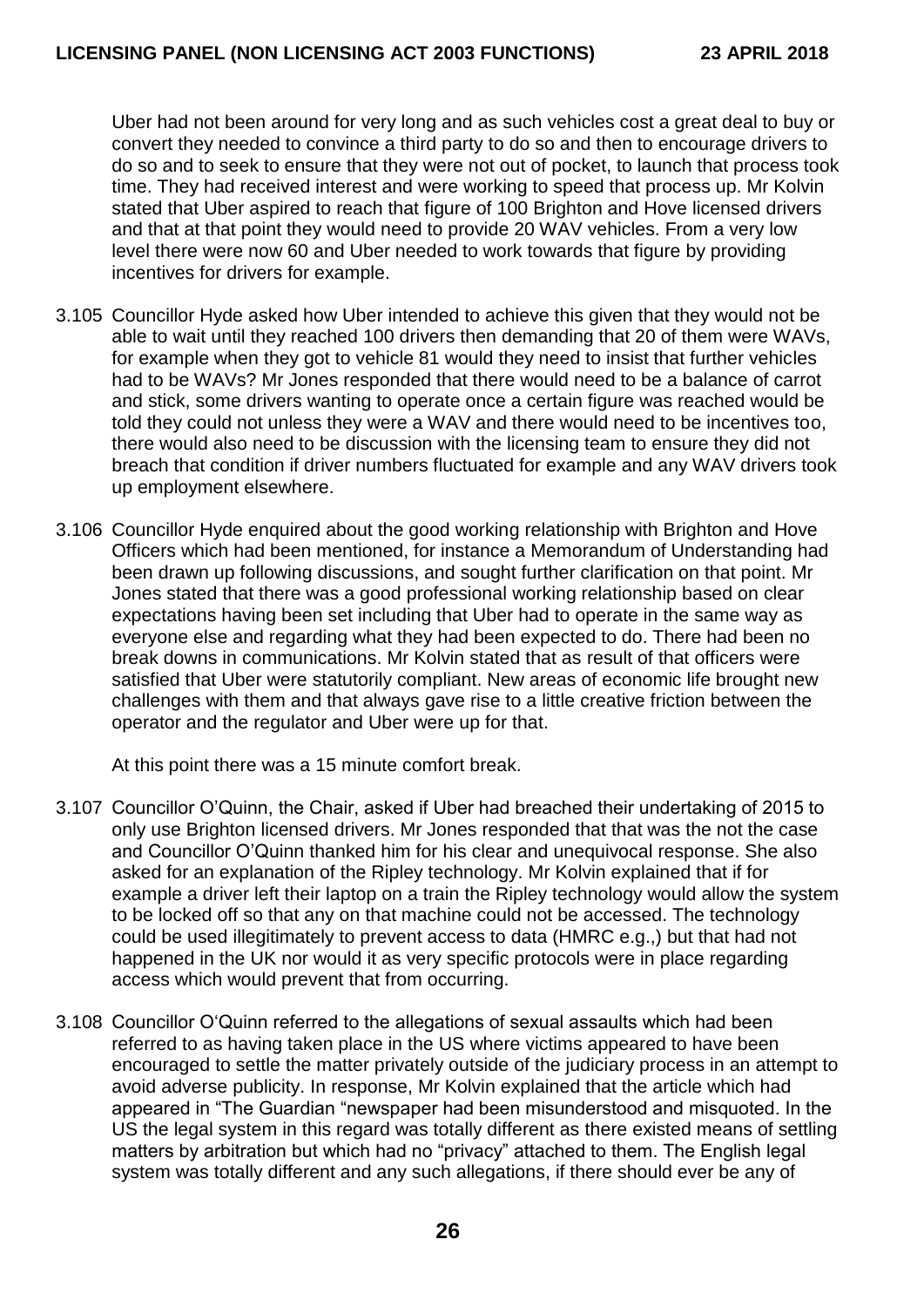Uber had not been around for very long and as such vehicles cost a great deal to buy or convert they needed to convince a third party to do so and then to encourage drivers to do so and to seek to ensure that they were not out of pocket, to launch that process took time. They had received interest and were working to speed that process up. Mr Kolvin stated that Uber aspired to reach that figure of 100 Brighton and Hove licensed drivers and that at that point they would need to provide 20 WAV vehicles. From a very low level there were now 60 and Uber needed to work towards that figure by providing incentives for drivers for example.

3.105 Councillor Hyde asked how Uber intended to achieve this given that they would not be able to wait until they reached 100 drivers then demanding that 20 of them were WAVs, for example when they got to vehicle 81 would they need to insist that further vehicles had to be WAVs? Mr Jones responded that there would need to be a balance of carrot and stick, some drivers wanting to operate once a certain figure was reached would be told they could not unless they were a WAV and there would need to be incentives too, there would also need to be discussion with the licensing team to ensure they did not breach that condition if driver numbers fluctuated for example and any WAV drivers took up employment elsewhere.

3.106 Councillor Hyde enquired about the good working relationship with Brighton and Hove Officers which had been mentioned, for instance a Memorandum of Understanding had been drawn up following discussions, and sought further clarification on that point. Mr Jones stated that there was a good professional working relationship based on clear expectations having been set including that Uber had to operate in the same way as everyone else and regarding what they had been expected to do. There had been no break downs in communications. Mr Kolvin stated that as result of that officers were satisfied that Uber were statutorily compliant. New areas of economic life brought new challenges with them and that always gave rise to a little creative friction between the operator and the regulator and Uber were up for that.

At this point there was a 15 minute comfort break.

3.107 Councillor O'Quinn, the Chair, asked if Uber had breached their undertaking of 2015 to only use Brighton licensed drivers. Mr Jones responded that that was the not the case and Councillor O'Quinn thanked him for his clear and unequivocal response. She also asked for an explanation of the Ripley technology. Mr Kolvin explained that if for example a driver left their laptop on a train the Ripley technology would allow the system to be locked off so that any on that machine could not be accessed. The technology could be used illegitimately to prevent access to data (HMRC e.g.,) but that had not happened in the UK nor would it as very specific protocols were in place regarding access which would prevent that from occurring.

3.108 Councillor O'Quinn referred to the allegations of sexual assaults which had been referred to as having taken place in the US where victims appeared to have been encouraged to settle the matter privately outside of the judiciary process in an attempt to avoid adverse publicity. In response, Mr Kolvin explained that the article which had appeared in "The Guardian "newspaper had been misunderstood and misquoted. In the US the legal system in this regard was totally different as there existed means of settling matters by arbitration but which had no "privacy" attached to them. The English legal system was totally different and any such allegations, if there should ever be any of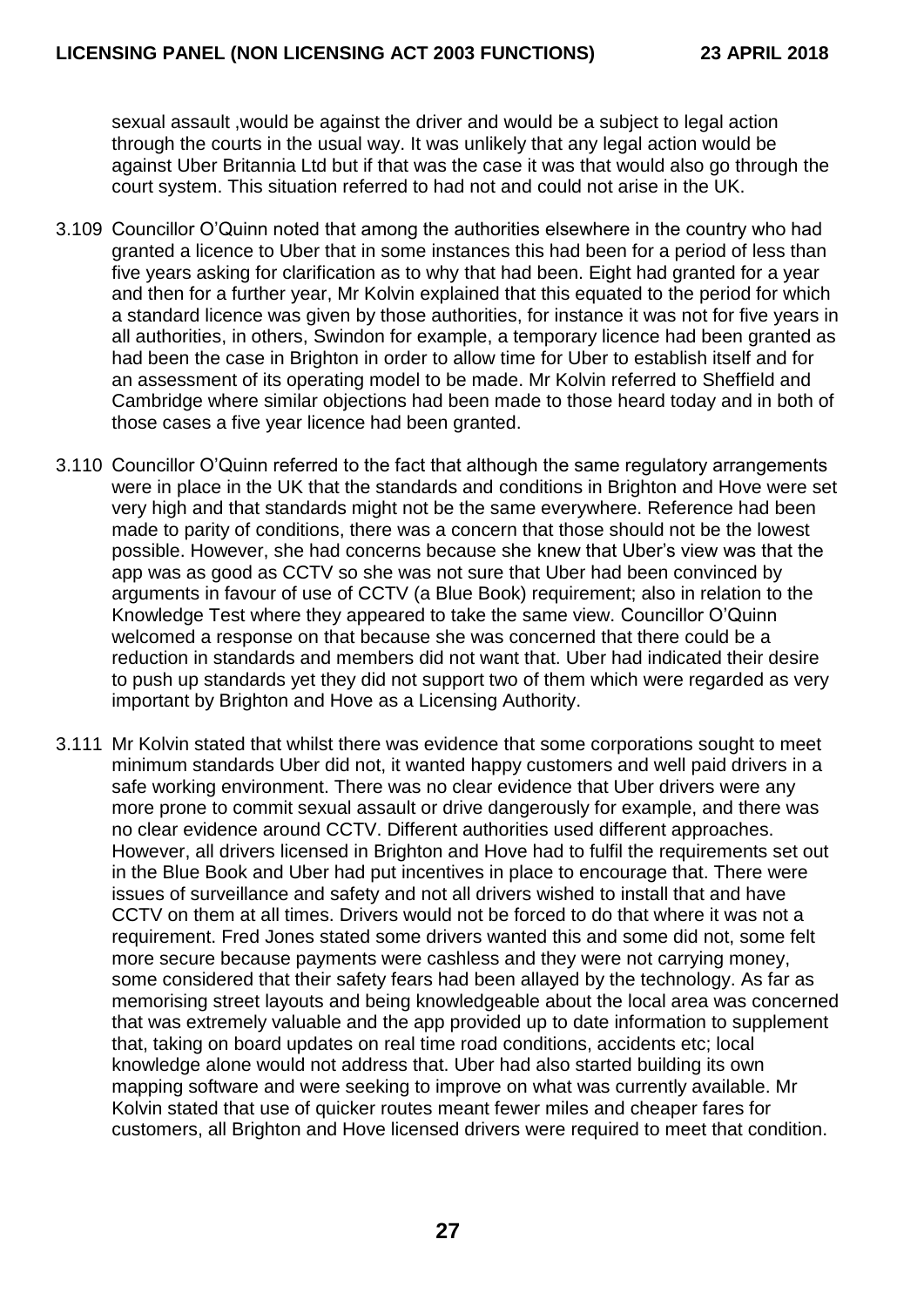sexual assault ,would be against the driver and would be a subject to legal action through the courts in the usual way. It was unlikely that any legal action would be against Uber Britannia Ltd but if that was the case it was that would also go through the court system. This situation referred to had not and could not arise in the UK.

3.109 Councillor O'Quinn noted that among the authorities elsewhere in the country who had granted a licence to Uber that in some instances this had been for a period of less than five years asking for clarification as to why that had been. Eight had granted for a year and then for a further year, Mr Kolvin explained that this equated to the period for which a standard licence was given by those authorities, for instance it was not for five years in all authorities, in others, Swindon for example, a temporary licence had been granted as had been the case in Brighton in order to allow time for Uber to establish itself and for an assessment of its operating model to be made. Mr Kolvin referred to Sheffield and Cambridge where similar objections had been made to those heard today and in both of those cases a five year licence had been granted.

3.110 Councillor O'Quinn referred to the fact that although the same regulatory arrangements were in place in the UK that the standards and conditions in Brighton and Hove were set very high and that standards might not be the same everywhere. Reference had been made to parity of conditions, there was a concern that those should not be the lowest possible. However, she had concerns because she knew that Uber's view was that the app was as good as CCTV so she was not sure that Uber had been convinced by arguments in favour of use of CCTV (a Blue Book) requirement; also in relation to the Knowledge Test where they appeared to take the same view. Councillor O'Quinn welcomed a response on that because she was concerned that there could be a reduction in standards and members did not want that. Uber had indicated their desire to push up standards yet they did not support two of them which were regarded as very important by Brighton and Hove as a Licensing Authority.

3.111 Mr Kolvin stated that whilst there was evidence that some corporations sought to meet minimum standards Uber did not, it wanted happy customers and well paid drivers in a safe working environment. There was no clear evidence that Uber drivers were any more prone to commit sexual assault or drive dangerously for example, and there was no clear evidence around CCTV. Different authorities used different approaches. However, all drivers licensed in Brighton and Hove had to fulfil the requirements set out in the Blue Book and Uber had put incentives in place to encourage that. There were issues of surveillance and safety and not all drivers wished to install that and have CCTV on them at all times. Drivers would not be forced to do that where it was not a requirement. Fred Jones stated some drivers wanted this and some did not, some felt more secure because payments were cashless and they were not carrying money, some considered that their safety fears had been allayed by the technology. As far as memorising street layouts and being knowledgeable about the local area was concerned that was extremely valuable and the app provided up to date information to supplement that, taking on board updates on real time road conditions, accidents etc; local knowledge alone would not address that. Uber had also started building its own mapping software and were seeking to improve on what was currently available. Mr Kolvin stated that use of quicker routes meant fewer miles and cheaper fares for customers, all Brighton and Hove licensed drivers were required to meet that condition.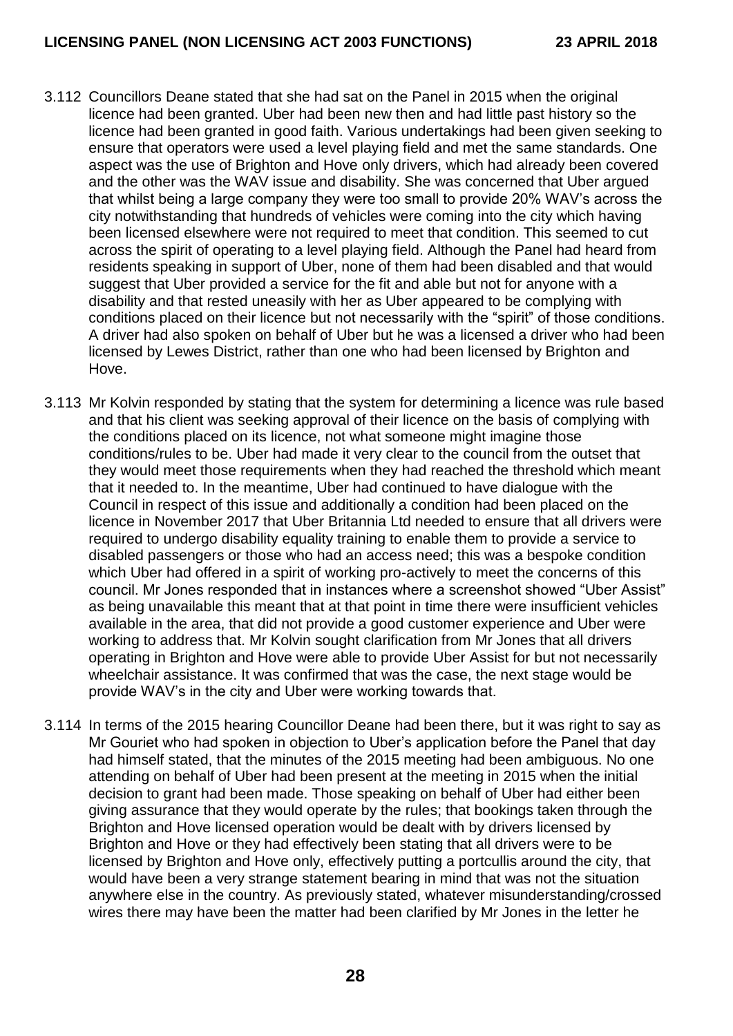3.112 Councillors Deane stated that she had sat on the Panel in 2015 when the original licence had been granted. Uber had been new then and had little past history so the licence had been granted in good faith. Various undertakings had been given seeking to ensure that operators were used a level playing field and met the same standards. One aspect was the use of Brighton and Hove only drivers, which had already been covered and the other was the WAV issue and disability. She was concerned that Uber argued that whilst being a large company they were too small to provide 20% WAV's across the city notwithstanding that hundreds of vehicles were coming into the city which having been licensed elsewhere were not required to meet that condition. This seemed to cut across the spirit of operating to a level playing field. Although the Panel had heard from residents speaking in support of Uber, none of them had been disabled and that would suggest that Uber provided a service for the fit and able but not for anyone with a disability and that rested uneasily with her as Uber appeared to be complying with conditions placed on their licence but not necessarily with the "spirit" of those conditions. A driver had also spoken on behalf of Uber but he was a licensed a driver who had been licensed by Lewes District, rather than one who had been licensed by Brighton and Hove.

3.113 Mr Kolvin responded by stating that the system for determining a licence was rule based and that his client was seeking approval of their licence on the basis of complying with the conditions placed on its licence, not what someone might imagine those conditions/rules to be. Uber had made it very clear to the council from the outset that they would meet those requirements when they had reached the threshold which meant that it needed to. In the meantime, Uber had continued to have dialogue with the Council in respect of this issue and additionally a condition had been placed on the licence in November 2017 that Uber Britannia Ltd needed to ensure that all drivers were required to undergo disability equality training to enable them to provide a service to disabled passengers or those who had an access need; this was a bespoke condition which Uber had offered in a spirit of working pro-actively to meet the concerns of this council. Mr Jones responded that in instances where a screenshot showed "Uber Assist" as being unavailable this meant that at that point in time there were insufficient vehicles available in the area, that did not provide a good customer experience and Uber were working to address that. Mr Kolvin sought clarification from Mr Jones that all drivers operating in Brighton and Hove were able to provide Uber Assist for but not necessarily wheelchair assistance. It was confirmed that was the case, the next stage would be provide WAV's in the city and Uber were working towards that.

3.114 In terms of the 2015 hearing Councillor Deane had been there, but it was right to say as Mr Gouriet who had spoken in objection to Uber's application before the Panel that day had himself stated, that the minutes of the 2015 meeting had been ambiguous. No one attending on behalf of Uber had been present at the meeting in 2015 when the initial decision to grant had been made. Those speaking on behalf of Uber had either been giving assurance that they would operate by the rules; that bookings taken through the Brighton and Hove licensed operation would be dealt with by drivers licensed by Brighton and Hove or they had effectively been stating that all drivers were to be licensed by Brighton and Hove only, effectively putting a portcullis around the city, that would have been a very strange statement bearing in mind that was not the situation anywhere else in the country. As previously stated, whatever misunderstanding/crossed wires there may have been the matter had been clarified by Mr Jones in the letter he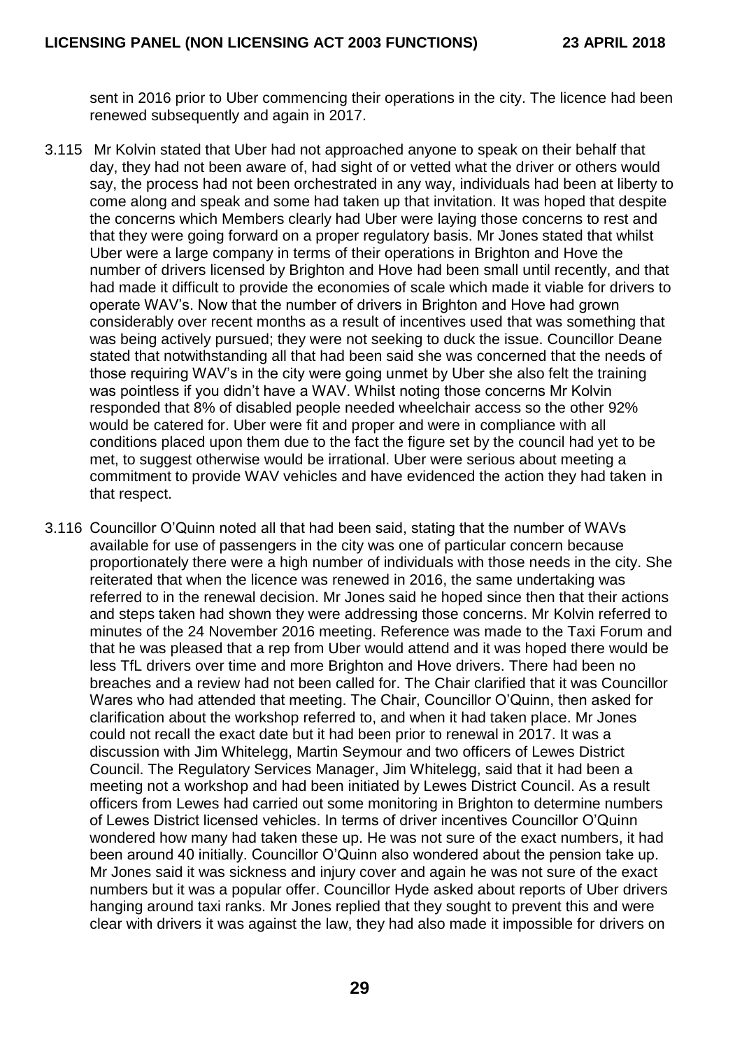sent in 2016 prior to Uber commencing their operations in the city. The licence had been renewed subsequently and again in 2017.

3.115 Mr Kolvin stated that Uber had not approached anyone to speak on their behalf that day, they had not been aware of, had sight of or vetted what the driver or others would say, the process had not been orchestrated in any way, individuals had been at liberty to come along and speak and some had taken up that invitation. It was hoped that despite the concerns which Members clearly had Uber were laying those concerns to rest and that they were going forward on a proper regulatory basis. Mr Jones stated that whilst Uber were a large company in terms of their operations in Brighton and Hove the number of drivers licensed by Brighton and Hove had been small until recently, and that had made it difficult to provide the economies of scale which made it viable for drivers to operate WAV's. Now that the number of drivers in Brighton and Hove had grown considerably over recent months as a result of incentives used that was something that was being actively pursued; they were not seeking to duck the issue. Councillor Deane stated that notwithstanding all that had been said she was concerned that the needs of those requiring WAV's in the city were going unmet by Uber she also felt the training was pointless if you didn't have a WAV. Whilst noting those concerns Mr Kolvin responded that 8% of disabled people needed wheelchair access so the other 92% would be catered for. Uber were fit and proper and were in compliance with all conditions placed upon them due to the fact the figure set by the council had yet to be met, to suggest otherwise would be irrational. Uber were serious about meeting a commitment to provide WAV vehicles and have evidenced the action they had taken in that respect.

3.116 Councillor O'Quinn noted all that had been said, stating that the number of WAVs available for use of passengers in the city was one of particular concern because proportionately there were a high number of individuals with those needs in the city. She reiterated that when the licence was renewed in 2016, the same undertaking was referred to in the renewal decision. Mr Jones said he hoped since then that their actions and steps taken had shown they were addressing those concerns. Mr Kolvin referred to minutes of the 24 November 2016 meeting. Reference was made to the Taxi Forum and that he was pleased that a rep from Uber would attend and it was hoped there would be less TfL drivers over time and more Brighton and Hove drivers. There had been no breaches and a review had not been called for. The Chair clarified that it was Councillor Wares who had attended that meeting. The Chair, Councillor O'Quinn, then asked for clarification about the workshop referred to, and when it had taken place. Mr Jones could not recall the exact date but it had been prior to renewal in 2017. It was a discussion with Jim Whitelegg, Martin Seymour and two officers of Lewes District Council. The Regulatory Services Manager, Jim Whitelegg, said that it had been a meeting not a workshop and had been initiated by Lewes District Council. As a result officers from Lewes had carried out some monitoring in Brighton to determine numbers of Lewes District licensed vehicles. In terms of driver incentives Councillor O'Quinn wondered how many had taken these up. He was not sure of the exact numbers, it had been around 40 initially. Councillor O'Quinn also wondered about the pension take up. Mr Jones said it was sickness and injury cover and again he was not sure of the exact numbers but it was a popular offer. Councillor Hyde asked about reports of Uber drivers hanging around taxi ranks. Mr Jones replied that they sought to prevent this and were clear with drivers it was against the law, they had also made it impossible for drivers on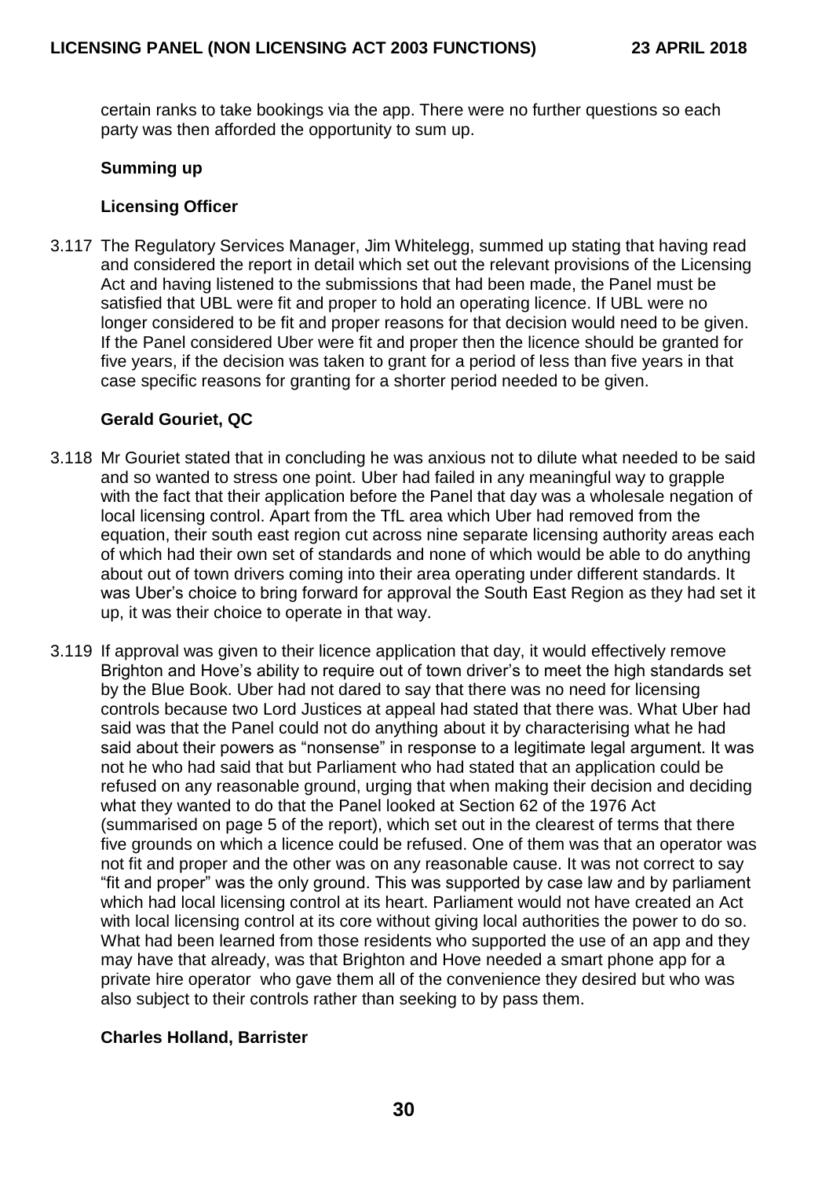certain ranks to take bookings via the app. There were no further questions so each party was then afforded the opportunity to sum up.

**Summing up**

**Licensing Officer**

3.117 The Regulatory Services Manager, Jim Whitelegg, summed up stating that having read and considered the report in detail which set out the relevant provisions of the Licensing Act and having listened to the submissions that had been made, the Panel must be satisfied that UBL were fit and proper to hold an operating licence. If UBL were no longer considered to be fit and proper reasons for that decision would need to be given. If the Panel considered Uber were fit and proper then the licence should be granted for five years, if the decision was taken to grant for a period of less than five years in that case specific reasons for granting for a shorter period needed to be given.

**Gerald Gouriet, QC**

3.118 Mr Gouriet stated that in concluding he was anxious not to dilute what needed to be said and so wanted to stress one point. Uber had failed in any meaningful way to grapple with the fact that their application before the Panel that day was a wholesale negation of local licensing control. Apart from the TfL area which Uber had removed from the equation, their south east region cut across nine separate licensing authority areas each of which had their own set of standards and none of which would be able to do anything about out of town drivers coming into their area operating under different standards. It was Uber's choice to bring forward for approval the South East Region as they had set it up, it was their choice to operate in that way.

3.119 If approval was given to their licence application that day, it would effectively remove Brighton and Hove's ability to require out of town driver's to meet the high standards set by the Blue Book. Uber had not dared to say that there was no need for licensing controls because two Lord Justices at appeal had stated that there was. What Uber had said was that the Panel could not do anything about it by characterising what he had said about their powers as "nonsense" in response to a legitimate legal argument. It was not he who had said that but Parliament who had stated that an application could be refused on any reasonable ground, urging that when making their decision and deciding what they wanted to do that the Panel looked at Section 62 of the 1976 Act (summarised on page 5 of the report), which set out in the clearest of terms that there five grounds on which a licence could be refused. One of them was that an operator was not fit and proper and the other was on any reasonable cause. It was not correct to say "fit and proper" was the only ground. This was supported by case law and by parliament which had local licensing control at its heart. Parliament would not have created an Act with local licensing control at its core without giving local authorities the power to do so. What had been learned from those residents who supported the use of an app and they may have that already, was that Brighton and Hove needed a smart phone app for a private hire operator who gave them all of the convenience they desired but who was also subject to their controls rather than seeking to by pass them.

**Charles Holland, Barrister**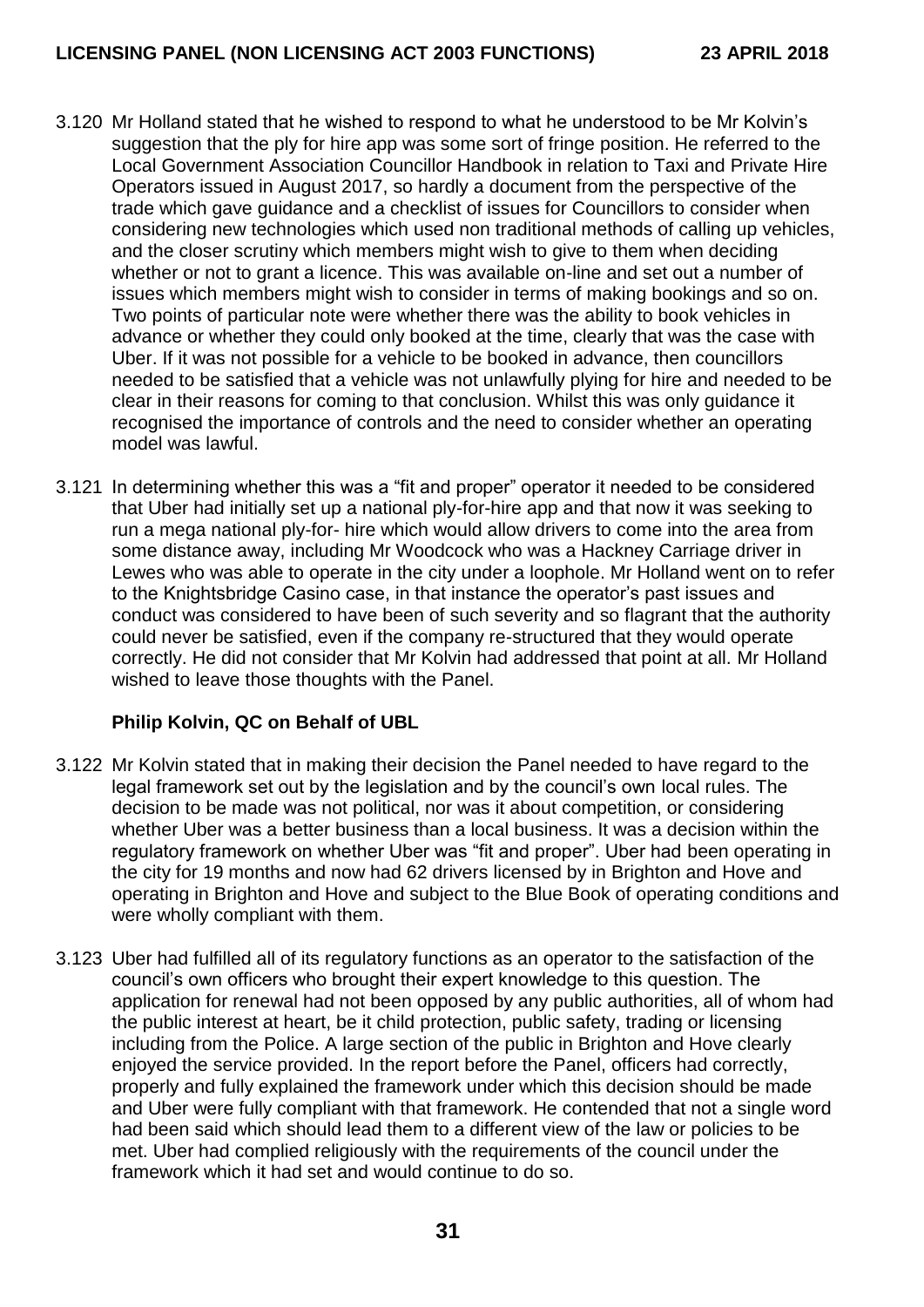3.120 Mr Holland stated that he wished to respond to what he understood to be Mr Kolvin's suggestion that the ply for hire app was some sort of fringe position. He referred to the Local Government Association Councillor Handbook in relation to Taxi and Private Hire Operators issued in August 2017, so hardly a document from the perspective of the trade which gave guidance and a checklist of issues for Councillors to consider when considering new technologies which used non traditional methods of calling up vehicles, and the closer scrutiny which members might wish to give to them when deciding whether or not to grant a licence. This was available on-line and set out a number of issues which members might wish to consider in terms of making bookings and so on. Two points of particular note were whether there was the ability to book vehicles in advance or whether they could only booked at the time, clearly that was the case with Uber. If it was not possible for a vehicle to be booked in advance, then councillors needed to be satisfied that a vehicle was not unlawfully plying for hire and needed to be clear in their reasons for coming to that conclusion. Whilst this was only guidance it recognised the importance of controls and the need to consider whether an operating model was lawful.

3.121 In determining whether this was a "fit and proper" operator it needed to be considered that Uber had initially set up a national ply-for-hire app and that now it was seeking to run a mega national ply-for- hire which would allow drivers to come into the area from some distance away, including Mr Woodcock who was a Hackney Carriage driver in Lewes who was able to operate in the city under a loophole. Mr Holland went on to refer to the Knightsbridge Casino case, in that instance the operator's past issues and conduct was considered to have been of such severity and so flagrant that the authority could never be satisfied, even if the company re-structured that they would operate correctly. He did not consider that Mr Kolvin had addressed that point at all. Mr Holland wished to leave those thoughts with the Panel.

**Philip Kolvin, QC on Behalf of UBL**

3.122 Mr Kolvin stated that in making their decision the Panel needed to have regard to the legal framework set out by the legislation and by the council's own local rules. The decision to be made was not political, nor was it about competition, or considering whether Uber was a better business than a local business. It was a decision within the regulatory framework on whether Uber was "fit and proper". Uber had been operating in the city for 19 months and now had 62 drivers licensed by in Brighton and Hove and operating in Brighton and Hove and subject to the Blue Book of operating conditions and were wholly compliant with them.

3.123 Uber had fulfilled all of its regulatory functions as an operator to the satisfaction of the council's own officers who brought their expert knowledge to this question. The application for renewal had not been opposed by any public authorities, all of whom had the public interest at heart, be it child protection, public safety, trading or licensing including from the Police. A large section of the public in Brighton and Hove clearly enjoyed the service provided. In the report before the Panel, officers had correctly, properly and fully explained the framework under which this decision should be made and Uber were fully compliant with that framework. He contended that not a single word had been said which should lead them to a different view of the law or policies to be met. Uber had complied religiously with the requirements of the council under the framework which it had set and would continue to do so.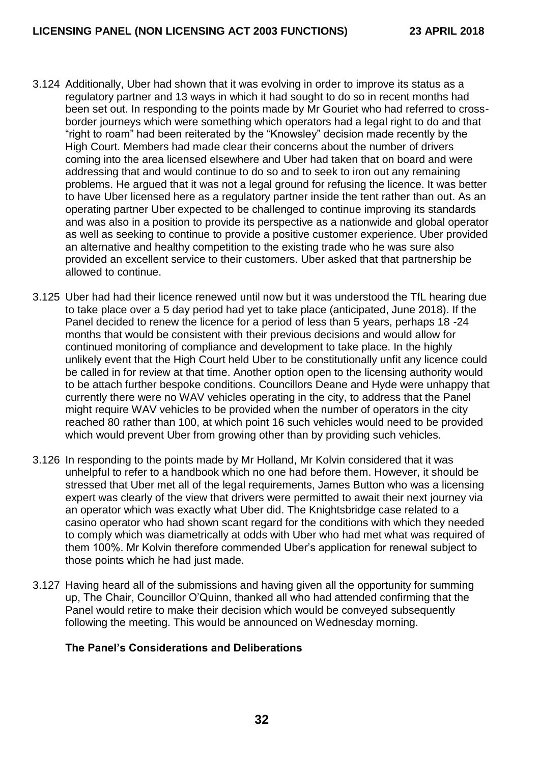3.124 Additionally, Uber had shown that it was evolving in order to improve its status as a regulatory partner and 13 ways in which it had sought to do so in recent months had been set out. In responding to the points made by Mr Gouriet who had referred to cross-border journeys which were something which operators had a legal right to do and that "right to roam" had been reiterated by the "Knowsley" decision made recently by the High Court. Members had made clear their concerns about the number of drivers coming into the area licensed elsewhere and Uber had taken that on board and were addressing that and would continue to do so and to seek to iron out any remaining problems. He argued that it was not a legal ground for refusing the licence. It was better to have Uber licensed here as a regulatory partner inside the tent rather than out. As an operating partner Uber expected to be challenged to continue improving its standards and was also in a position to provide its perspective as a nationwide and global operator as well as seeking to continue to provide a positive customer experience. Uber provided an alternative and healthy competition to the existing trade who he was sure also provided an excellent service to their customers. Uber asked that that partnership be allowed to continue.

3.125 Uber had had their licence renewed until now but it was understood the TfL hearing due to take place over a 5 day period had yet to take place (anticipated, June 2018). If the Panel decided to renew the licence for a period of less than 5 years, perhaps 18 -24 months that would be consistent with their previous decisions and would allow for continued monitoring of compliance and development to take place. In the highly unlikely event that the High Court held Uber to be constitutionally unfit any licence could be called in for review at that time. Another option open to the licensing authority would to be attach further bespoke conditions. Councillors Deane and Hyde were unhappy that currently there were no WAV vehicles operating in the city, to address that the Panel might require WAV vehicles to be provided when the number of operators in the city reached 80 rather than 100, at which point 16 such vehicles would need to be provided which would prevent Uber from growing other than by providing such vehicles.

3.126 In responding to the points made by Mr Holland, Mr Kolvin considered that it was unhelpful to refer to a handbook which no one had before them. However, it should be stressed that Uber met all of the legal requirements, James Button who was a licensing expert was clearly of the view that drivers were permitted to await their next journey via an operator which was exactly what Uber did. The Knightsbridge case related to a casino operator who had shown scant regard for the conditions with which they needed to comply which was diametrically at odds with Uber who had met what was required of them 100%. Mr Kolvin therefore commended Uber's application for renewal subject to those points which he had just made.

3.127 Having heard all of the submissions and having given all the opportunity for summing up, The Chair, Councillor O'Quinn, thanked all who had attended confirming that the Panel would retire to make their decision which would be conveyed subsequently following the meeting. This would be announced on Wednesday morning.

**The Panel's Considerations and Deliberations**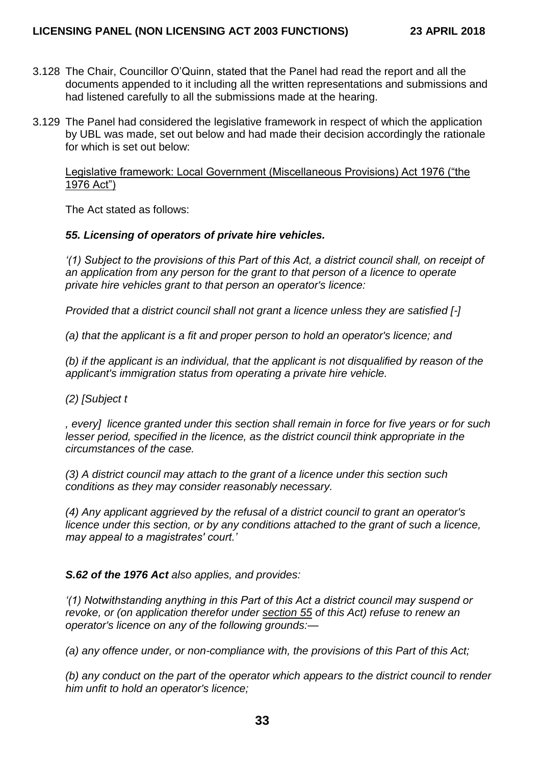3.128 The Chair, Councillor O'Quinn, stated that the Panel had read the report and all the documents appended to it including all the written representations and submissions and had listened carefully to all the submissions made at the hearing.

3.129 The Panel had considered the legislative framework in respect of which the application by UBL was made, set out below and had made their decision accordingly the rationale for which is set out below:

<u>Legislative framework: Local Government (Miscellaneous Provisions) Act 1976 ("the 1976 Act")</u>

The Act stated as follows:

***55. Licensing of operators of private hire vehicles.***

*'(1) Subject to the provisions of this Part of this Act, a district council shall, on receipt of an application from any person for the grant to that person of a licence to operate private hire vehicles grant to that person an operator's licence:*

*Provided that a district council shall not grant a licence unless they are satisfied [-]*

*(a) that the applicant is a fit and proper person to hold an operator's licence; and*

*(b) if the applicant is an individual, that the applicant is not disqualified by reason of the applicant's immigration status from operating a private hire vehicle.*

*(2) [Subject t*

*, every] licence granted under this section shall remain in force for five years or for such lesser period, specified in the licence, as the district council think appropriate in the circumstances of the case.*

*(3) A district council may attach to the grant of a licence under this section such conditions as they may consider reasonably necessary.*

*(4) Any applicant aggrieved by the refusal of a district council to grant an operator's licence under this section, or by any conditions attached to the grant of such a licence, may appeal to a magistrates' court.'*

***S.62 of the 1976 Act** also applies, and provides:*

*'(1) Notwithstanding anything in this Part of this Act a district council may suspend or revoke, or (on application therefor under <u>section 55</u> of this Act) refuse to renew an operator's licence on any of the following grounds:—*

*(a) any offence under, or non-compliance with, the provisions of this Part of this Act;*

*(b) any conduct on the part of the operator which appears to the district council to render him unfit to hold an operator's licence;*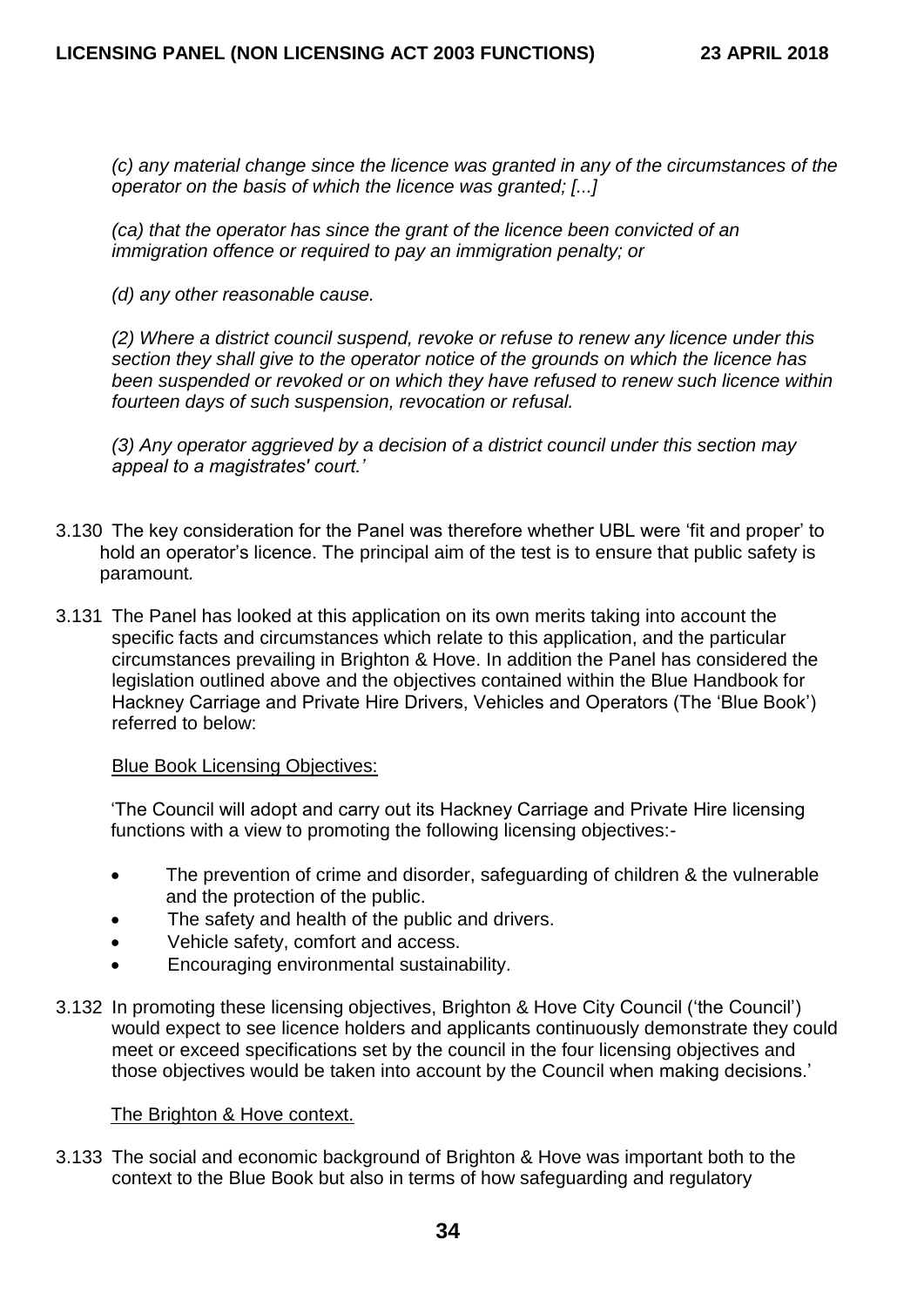*(c) any material change since the licence was granted in any of the circumstances of the operator on the basis of which the licence was granted; [...]*

*(ca) that the operator has since the grant of the licence been convicted of an immigration offence or required to pay an immigration penalty; or*

*(d) any other reasonable cause.*

*(2) Where a district council suspend, revoke or refuse to renew any licence under this section they shall give to the operator notice of the grounds on which the licence has been suspended or revoked or on which they have refused to renew such licence within fourteen days of such suspension, revocation or refusal.*

*(3) Any operator aggrieved by a decision of a district council under this section may appeal to a magistrates' court.'*

3.130 The key consideration for the Panel was therefore whether UBL were 'fit and proper' to hold an operator's licence. The principal aim of the test is to ensure that public safety is paramount.

3.131 The Panel has looked at this application on its own merits taking into account the specific facts and circumstances which relate to this application, and the particular circumstances prevailing in Brighton & Hove. In addition the Panel has considered the legislation outlined above and the objectives contained within the Blue Handbook for Hackney Carriage and Private Hire Drivers, Vehicles and Operators (The 'Blue Book') referred to below:

Blue Book Licensing Objectives:

'The Council will adopt and carry out its Hackney Carriage and Private Hire licensing functions with a view to promoting the following licensing objectives:-

- The prevention of crime and disorder, safeguarding of children & the vulnerable and the protection of the public.
- The safety and health of the public and drivers.
- Vehicle safety, comfort and access.
- Encouraging environmental sustainability.

3.132 In promoting these licensing objectives, Brighton & Hove City Council ('the Council') would expect to see licence holders and applicants continuously demonstrate they could meet or exceed specifications set by the council in the four licensing objectives and those objectives would be taken into account by the Council when making decisions.'

The Brighton & Hove context.

3.133 The social and economic background of Brighton & Hove was important both to the context to the Blue Book but also in terms of how safeguarding and regulatory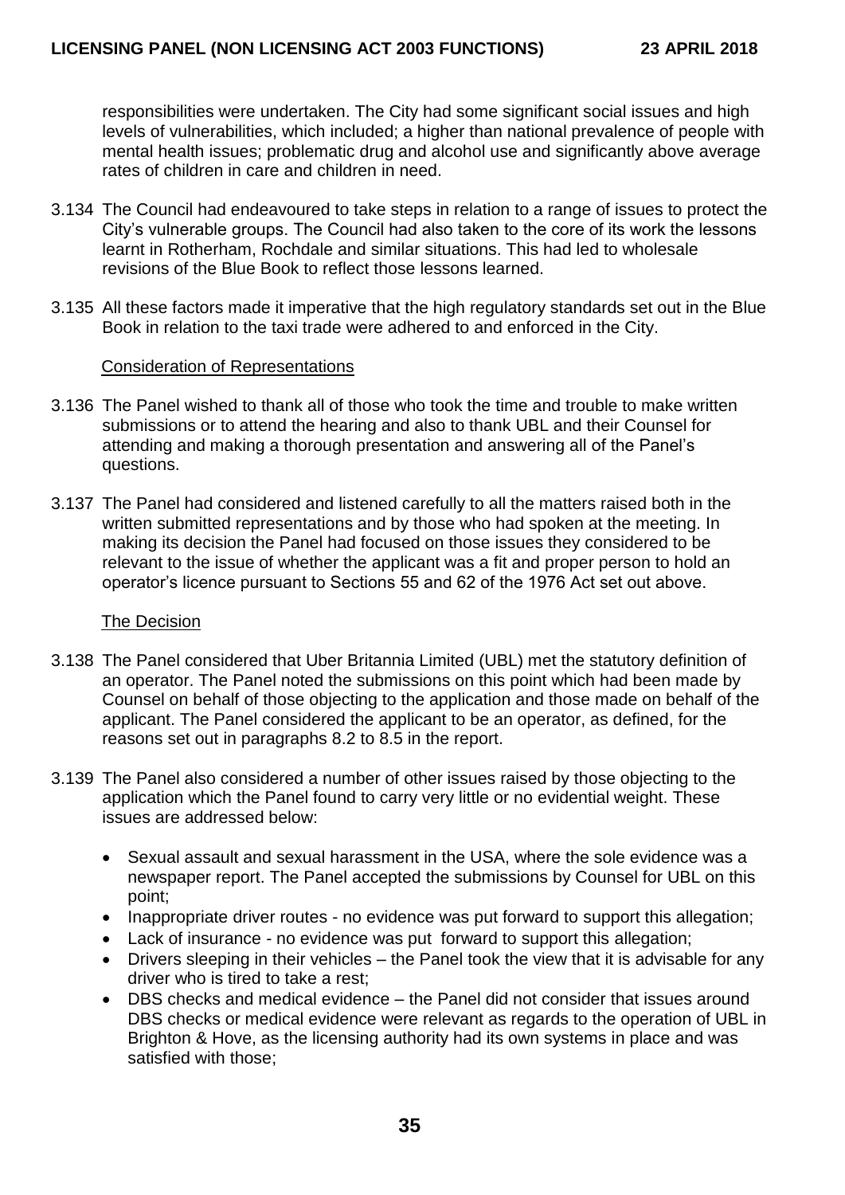responsibilities were undertaken. The City had some significant social issues and high levels of vulnerabilities, which included; a higher than national prevalence of people with mental health issues; problematic drug and alcohol use and significantly above average rates of children in care and children in need.

3.134 The Council had endeavoured to take steps in relation to a range of issues to protect the City's vulnerable groups. The Council had also taken to the core of its work the lessons learnt in Rotherham, Rochdale and similar situations. This had led to wholesale revisions of the Blue Book to reflect those lessons learned.

3.135 All these factors made it imperative that the high regulatory standards set out in the Blue Book in relation to the taxi trade were adhered to and enforced in the City.

Consideration of Representations

3.136 The Panel wished to thank all of those who took the time and trouble to make written submissions or to attend the hearing and also to thank UBL and their Counsel for attending and making a thorough presentation and answering all of the Panel's questions.

3.137 The Panel had considered and listened carefully to all the matters raised both in the written submitted representations and by those who had spoken at the meeting. In making its decision the Panel had focused on those issues they considered to be relevant to the issue of whether the applicant was a fit and proper person to hold an operator's licence pursuant to Sections 55 and 62 of the 1976 Act set out above.

The Decision

3.138 The Panel considered that Uber Britannia Limited (UBL) met the statutory definition of an operator. The Panel noted the submissions on this point which had been made by Counsel on behalf of those objecting to the application and those made on behalf of the applicant. The Panel considered the applicant to be an operator, as defined, for the reasons set out in paragraphs 8.2 to 8.5 in the report.

3.139 The Panel also considered a number of other issues raised by those objecting to the application which the Panel found to carry very little or no evidential weight. These issues are addressed below:

- Sexual assault and sexual harassment in the USA, where the sole evidence was a newspaper report. The Panel accepted the submissions by Counsel for UBL on this point;
- Inappropriate driver routes - no evidence was put forward to support this allegation;
- Lack of insurance - no evidence was put forward to support this allegation;
- Drivers sleeping in their vehicles – the Panel took the view that it is advisable for any driver who is tired to take a rest;
- DBS checks and medical evidence – the Panel did not consider that issues around DBS checks or medical evidence were relevant as regards to the operation of UBL in Brighton & Hove, as the licensing authority had its own systems in place and was satisfied with those;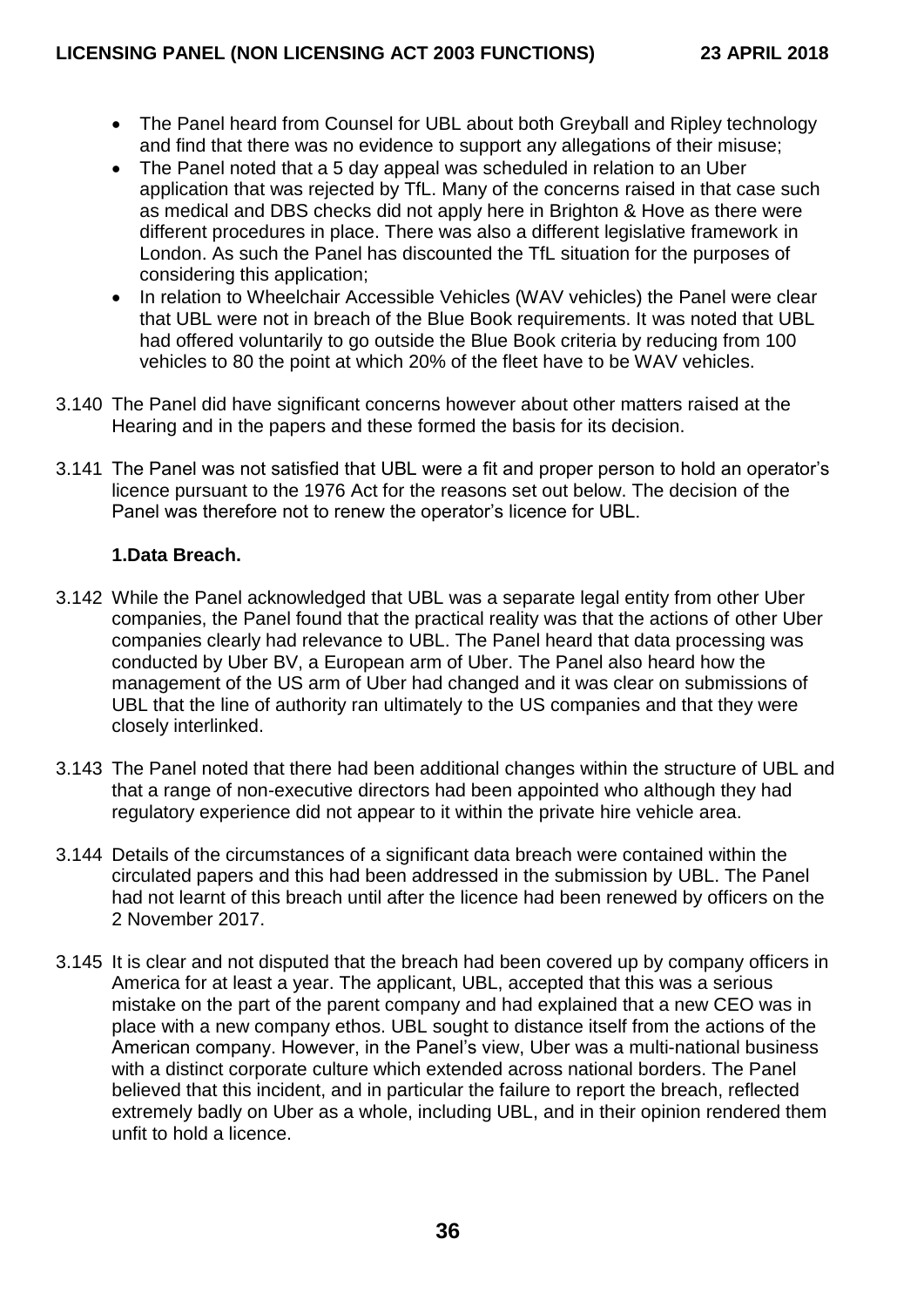- The Panel heard from Counsel for UBL about both Greyball and Ripley technology and find that there was no evidence to support any allegations of their misuse;
- The Panel noted that a 5 day appeal was scheduled in relation to an Uber application that was rejected by TfL. Many of the concerns raised in that case such as medical and DBS checks did not apply here in Brighton & Hove as there were different procedures in place. There was also a different legislative framework in London. As such the Panel has discounted the TfL situation for the purposes of considering this application;
- In relation to Wheelchair Accessible Vehicles (WAV vehicles) the Panel were clear that UBL were not in breach of the Blue Book requirements. It was noted that UBL had offered voluntarily to go outside the Blue Book criteria by reducing from 100 vehicles to 80 the point at which 20% of the fleet have to be WAV vehicles.

3.140 The Panel did have significant concerns however about other matters raised at the Hearing and in the papers and these formed the basis for its decision.

3.141 The Panel was not satisfied that UBL were a fit and proper person to hold an operator's licence pursuant to the 1976 Act for the reasons set out below. The decision of the Panel was therefore not to renew the operator's licence for UBL.

**1.Data Breach.**

3.142 While the Panel acknowledged that UBL was a separate legal entity from other Uber companies, the Panel found that the practical reality was that the actions of other Uber companies clearly had relevance to UBL. The Panel heard that data processing was conducted by Uber BV, a European arm of Uber. The Panel also heard how the management of the US arm of Uber had changed and it was clear on submissions of UBL that the line of authority ran ultimately to the US companies and that they were closely interlinked.

3.143 The Panel noted that there had been additional changes within the structure of UBL and that a range of non-executive directors had been appointed who although they had regulatory experience did not appear to it within the private hire vehicle area.

3.144 Details of the circumstances of a significant data breach were contained within the circulated papers and this had been addressed in the submission by UBL. The Panel had not learnt of this breach until after the licence had been renewed by officers on the 2 November 2017.

3.145 It is clear and not disputed that the breach had been covered up by company officers in America for at least a year. The applicant, UBL, accepted that this was a serious mistake on the part of the parent company and had explained that a new CEO was in place with a new company ethos. UBL sought to distance itself from the actions of the American company. However, in the Panel's view, Uber was a multi-national business with a distinct corporate culture which extended across national borders. The Panel believed that this incident, and in particular the failure to report the breach, reflected extremely badly on Uber as a whole, including UBL, and in their opinion rendered them unfit to hold a licence.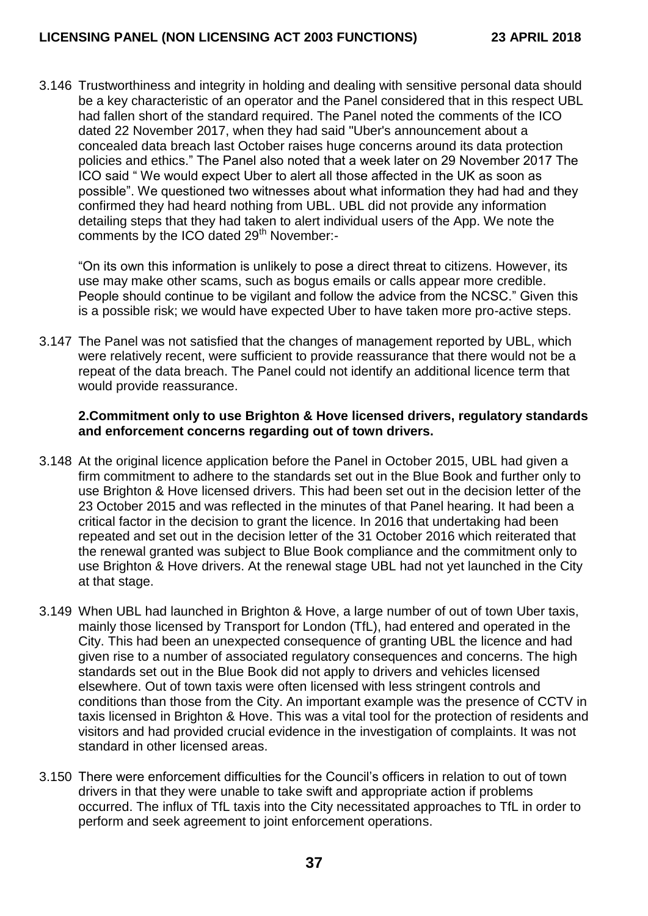3.146 Trustworthiness and integrity in holding and dealing with sensitive personal data should be a key characteristic of an operator and the Panel considered that in this respect UBL had fallen short of the standard required. The Panel noted the comments of the ICO dated 22 November 2017, when they had said "Uber's announcement about a concealed data breach last October raises huge concerns around its data protection policies and ethics." The Panel also noted that a week later on 29 November 2017 The ICO said " We would expect Uber to alert all those affected in the UK as soon as possible". We questioned two witnesses about what information they had had and they confirmed they had heard nothing from UBL. UBL did not provide any information detailing steps that they had taken to alert individual users of the App. We note the comments by the ICO dated 29th November:-

"On its own this information is unlikely to pose a direct threat to citizens. However, its use may make other scams, such as bogus emails or calls appear more credible. People should continue to be vigilant and follow the advice from the NCSC." Given this is a possible risk; we would have expected Uber to have taken more pro-active steps.

3.147 The Panel was not satisfied that the changes of management reported by UBL, which were relatively recent, were sufficient to provide reassurance that there would not be a repeat of the data breach. The Panel could not identify an additional licence term that would provide reassurance.

**2.Commitment only to use Brighton & Hove licensed drivers, regulatory standards and enforcement concerns regarding out of town drivers.**

3.148 At the original licence application before the Panel in October 2015, UBL had given a firm commitment to adhere to the standards set out in the Blue Book and further only to use Brighton & Hove licensed drivers. This had been set out in the decision letter of the 23 October 2015 and was reflected in the minutes of that Panel hearing. It had been a critical factor in the decision to grant the licence. In 2016 that undertaking had been repeated and set out in the decision letter of the 31 October 2016 which reiterated that the renewal granted was subject to Blue Book compliance and the commitment only to use Brighton & Hove drivers. At the renewal stage UBL had not yet launched in the City at that stage.

3.149 When UBL had launched in Brighton & Hove, a large number of out of town Uber taxis, mainly those licensed by Transport for London (TfL), had entered and operated in the City. This had been an unexpected consequence of granting UBL the licence and had given rise to a number of associated regulatory consequences and concerns. The high standards set out in the Blue Book did not apply to drivers and vehicles licensed elsewhere. Out of town taxis were often licensed with less stringent controls and conditions than those from the City. An important example was the presence of CCTV in taxis licensed in Brighton & Hove. This was a vital tool for the protection of residents and visitors and had provided crucial evidence in the investigation of complaints. It was not standard in other licensed areas.

3.150 There were enforcement difficulties for the Council's officers in relation to out of town drivers in that they were unable to take swift and appropriate action if problems occurred. The influx of TfL taxis into the City necessitated approaches to TfL in order to perform and seek agreement to joint enforcement operations.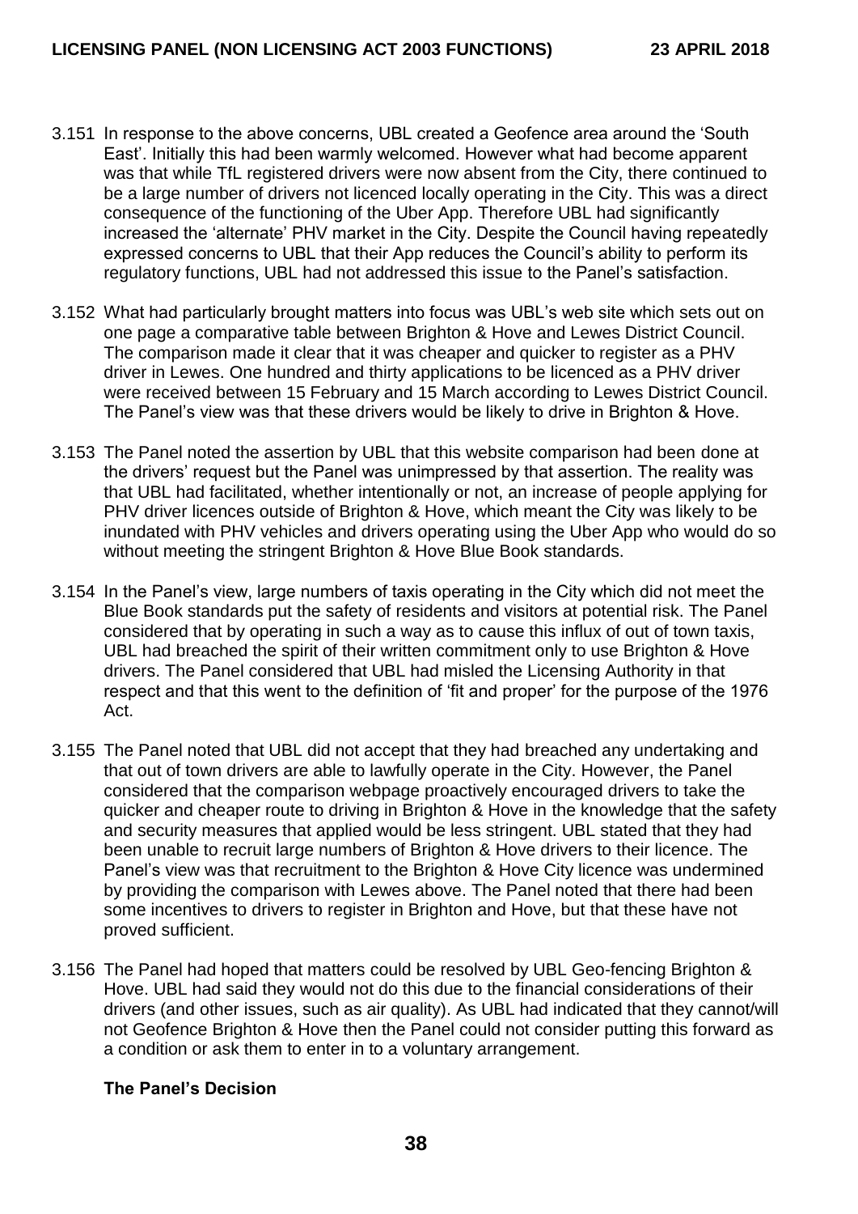3.151 In response to the above concerns, UBL created a Geofence area around the 'South East'. Initially this had been warmly welcomed. However what had become apparent was that while TfL registered drivers were now absent from the City, there continued to be a large number of drivers not licenced locally operating in the City. This was a direct consequence of the functioning of the Uber App. Therefore UBL had significantly increased the 'alternate' PHV market in the City. Despite the Council having repeatedly expressed concerns to UBL that their App reduces the Council's ability to perform its regulatory functions, UBL had not addressed this issue to the Panel's satisfaction.

3.152 What had particularly brought matters into focus was UBL's web site which sets out on one page a comparative table between Brighton & Hove and Lewes District Council. The comparison made it clear that it was cheaper and quicker to register as a PHV driver in Lewes. One hundred and thirty applications to be licenced as a PHV driver were received between 15 February and 15 March according to Lewes District Council. The Panel's view was that these drivers would be likely to drive in Brighton & Hove.

3.153 The Panel noted the assertion by UBL that this website comparison had been done at the drivers' request but the Panel was unimpressed by that assertion. The reality was that UBL had facilitated, whether intentionally or not, an increase of people applying for PHV driver licences outside of Brighton & Hove, which meant the City was likely to be inundated with PHV vehicles and drivers operating using the Uber App who would do so without meeting the stringent Brighton & Hove Blue Book standards.

3.154 In the Panel's view, large numbers of taxis operating in the City which did not meet the Blue Book standards put the safety of residents and visitors at potential risk. The Panel considered that by operating in such a way as to cause this influx of out of town taxis, UBL had breached the spirit of their written commitment only to use Brighton & Hove drivers. The Panel considered that UBL had misled the Licensing Authority in that respect and that this went to the definition of 'fit and proper' for the purpose of the 1976 Act.

3.155 The Panel noted that UBL did not accept that they had breached any undertaking and that out of town drivers are able to lawfully operate in the City. However, the Panel considered that the comparison webpage proactively encouraged drivers to take the quicker and cheaper route to driving in Brighton & Hove in the knowledge that the safety and security measures that applied would be less stringent. UBL stated that they had been unable to recruit large numbers of Brighton & Hove drivers to their licence. The Panel's view was that recruitment to the Brighton & Hove City licence was undermined by providing the comparison with Lewes above. The Panel noted that there had been some incentives to drivers to register in Brighton and Hove, but that these have not proved sufficient.

3.156 The Panel had hoped that matters could be resolved by UBL Geo-fencing Brighton & Hove. UBL had said they would not do this due to the financial considerations of their drivers (and other issues, such as air quality). As UBL had indicated that they cannot/will not Geofence Brighton & Hove then the Panel could not consider putting this forward as a condition or ask them to enter in to a voluntary arrangement.

**The Panel's Decision**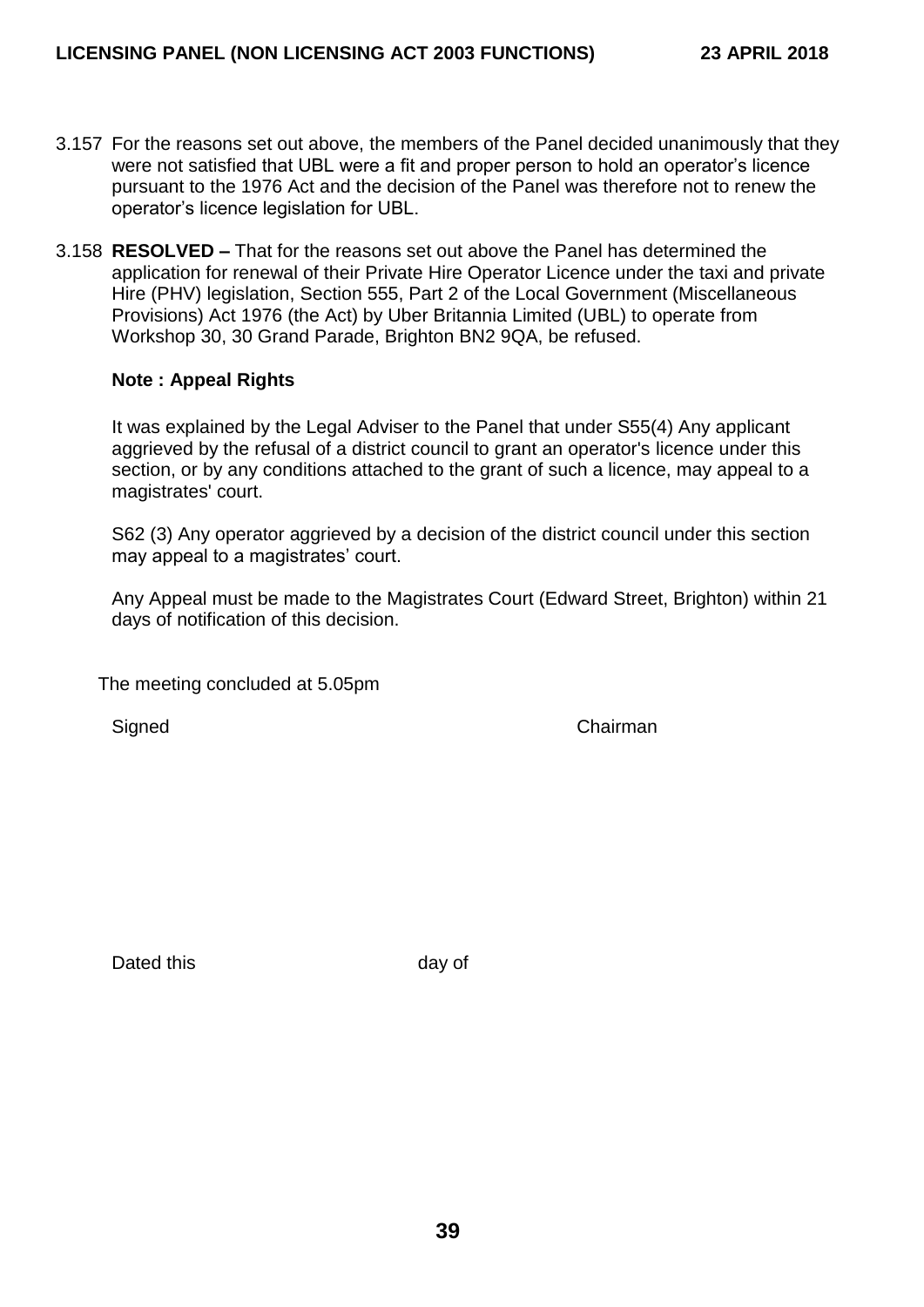3.157 For the reasons set out above, the members of the Panel decided unanimously that they were not satisfied that UBL were a fit and proper person to hold an operator's licence pursuant to the 1976 Act and the decision of the Panel was therefore not to renew the operator's licence legislation for UBL.

3.158 **RESOLVED –** That for the reasons set out above the Panel has determined the application for renewal of their Private Hire Operator Licence under the taxi and private Hire (PHV) legislation, Section 555, Part 2 of the Local Government (Miscellaneous Provisions) Act 1976 (the Act) by Uber Britannia Limited (UBL) to operate from Workshop 30, 30 Grand Parade, Brighton BN2 9QA, be refused.

**Note : Appeal Rights**

It was explained by the Legal Adviser to the Panel that under S55(4) Any applicant aggrieved by the refusal of a district council to grant an operator's licence under this section, or by any conditions attached to the grant of such a licence, may appeal to a magistrates' court.

S62 (3) Any operator aggrieved by a decision of the district council under this section may appeal to a magistrates' court.

Any Appeal must be made to the Magistrates Court (Edward Street, Brighton) within 21 days of notification of this decision.

The meeting concluded at 5.05pm

Signed Chairman

Dated this day of